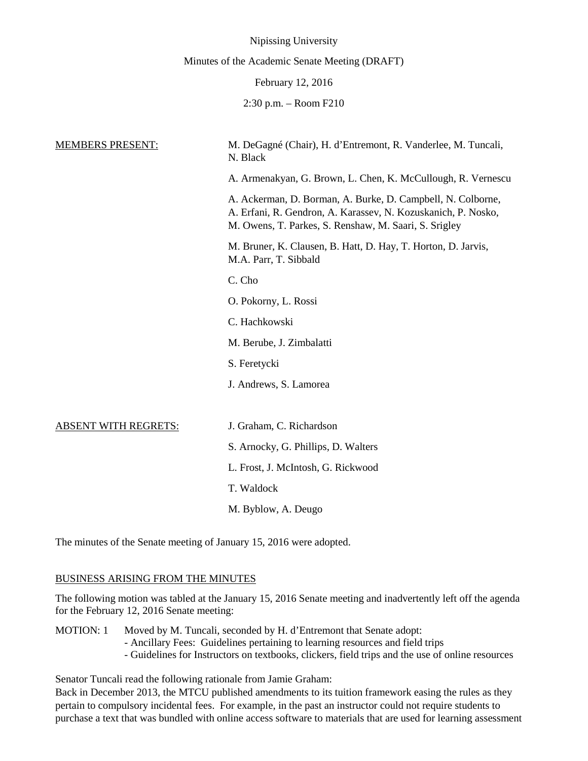Nipissing University

Minutes of the Academic Senate Meeting (DRAFT)

February 12, 2016

2:30 p.m. – Room F210

| | |
|---|---|
| MEMBERS PRESENT: | M. DeGagné (Chair), H. d'Entremont, R. Vanderlee, M. Tuncali, N. Black |
| | A. Armenakyan, G. Brown, L. Chen, K. McCullough, R. Vernescu |
| | A. Ackerman, D. Borman, A. Burke, D. Campbell, N. Colborne, A. Erfani, R. Gendron, A. Karassev, N. Kozuskanich, P. Nosko, M. Owens, T. Parkes, S. Renshaw, M. Saari, S. Srigley |
| | M. Bruner, K. Clausen, B. Hatt, D. Hay, T. Horton, D. Jarvis, M.A. Parr, T. Sibbald |
| | C. Cho |
| | O. Pokorny, L. Rossi |
| | C. Hachkowski |
| | M. Berube, J. Zimbalatti |
| | S. Feretycki |
| | J. Andrews, S. Lamorea |
| ABSENT WITH REGRETS: | J. Graham, C. Richardson |
| | S. Arnocky, G. Phillips, D. Walters |
| | L. Frost, J. McIntosh, G. Rickwood |
| | T. Waldock |
| | M. Byblow, A. Deugo |

The minutes of the Senate meeting of January 15, 2016 were adopted.

BUSINESS ARISING FROM THE MINUTES

The following motion was tabled at the January 15, 2016 Senate meeting and inadvertently left off the agenda for the February 12, 2016 Senate meeting:

MOTION: 1 Moved by M. Tuncali, seconded by H. d'Entremont that Senate adopt:
- Ancillary Fees: Guidelines pertaining to learning resources and field trips
- Guidelines for Instructors on textbooks, clickers, field trips and the use of online resources

Senator Tuncali read the following rationale from Jamie Graham:
Back in December 2013, the MTCU published amendments to its tuition framework easing the rules as they pertain to compulsory incidental fees. For example, in the past an instructor could not require students to purchase a text that was bundled with online access software to materials that are used for learning assessment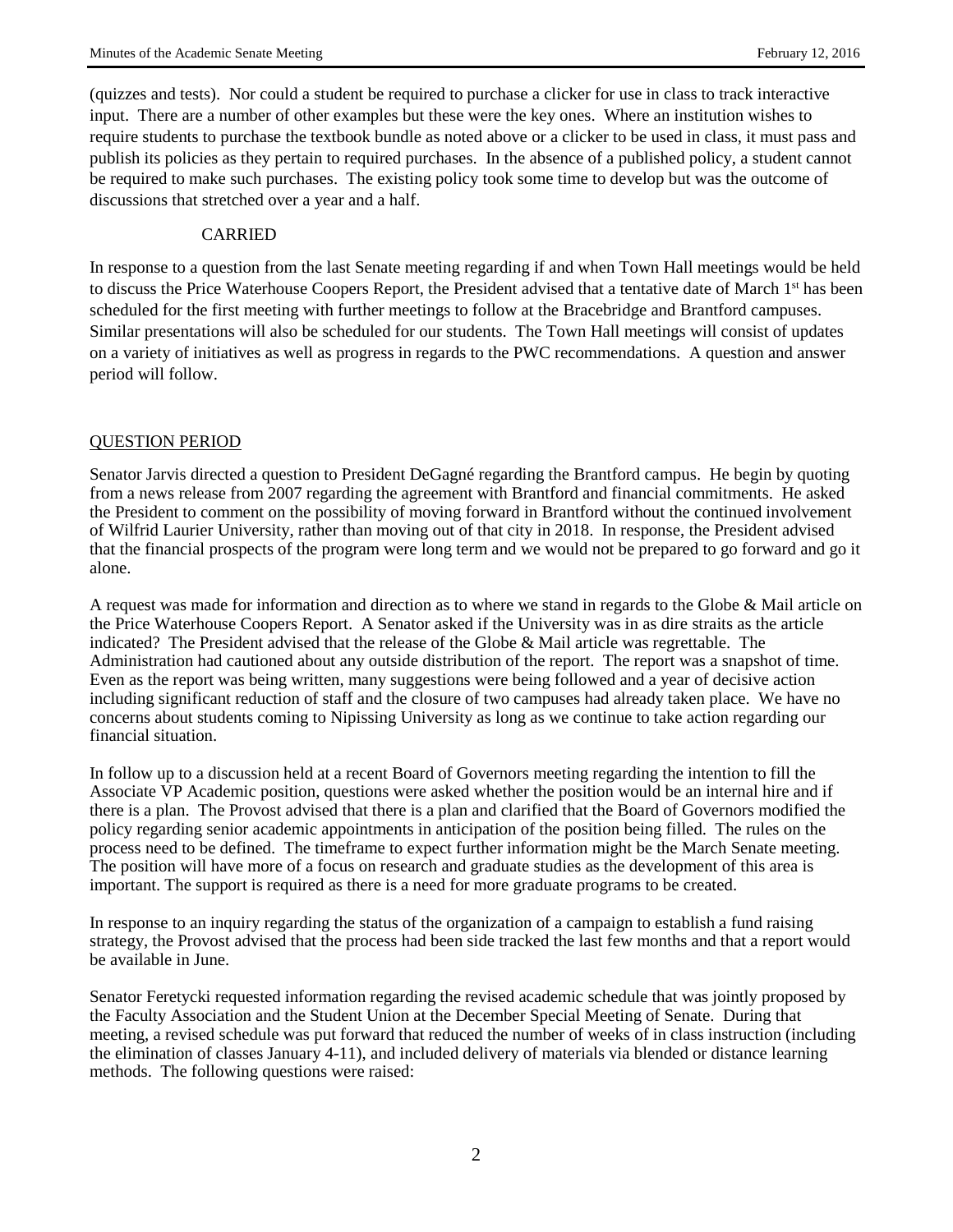(quizzes and tests). Nor could a student be required to purchase a clicker for use in class to track interactive input. There are a number of other examples but these were the key ones. Where an institution wishes to require students to purchase the textbook bundle as noted above or a clicker to be used in class, it must pass and publish its policies as they pertain to required purchases. In the absence of a published policy, a student cannot be required to make such purchases. The existing policy took some time to develop but was the outcome of discussions that stretched over a year and a half.

CARRIED

In response to a question from the last Senate meeting regarding if and when Town Hall meetings would be held to discuss the Price Waterhouse Coopers Report, the President advised that a tentative date of March 1st has been scheduled for the first meeting with further meetings to follow at the Bracebridge and Brantford campuses. Similar presentations will also be scheduled for our students. The Town Hall meetings will consist of updates on a variety of initiatives as well as progress in regards to the PWC recommendations. A question and answer period will follow.

## QUESTION PERIOD

Senator Jarvis directed a question to President DeGagné regarding the Brantford campus. He begin by quoting from a news release from 2007 regarding the agreement with Brantford and financial commitments. He asked the President to comment on the possibility of moving forward in Brantford without the continued involvement of Wilfrid Laurier University, rather than moving out of that city in 2018. In response, the President advised that the financial prospects of the program were long term and we would not be prepared to go forward and go it alone.

A request was made for information and direction as to where we stand in regards to the Globe & Mail article on the Price Waterhouse Coopers Report. A Senator asked if the University was in as dire straits as the article indicated? The President advised that the release of the Globe & Mail article was regrettable. The Administration had cautioned about any outside distribution of the report. The report was a snapshot of time. Even as the report was being written, many suggestions were being followed and a year of decisive action including significant reduction of staff and the closure of two campuses had already taken place. We have no concerns about students coming to Nipissing University as long as we continue to take action regarding our financial situation.

In follow up to a discussion held at a recent Board of Governors meeting regarding the intention to fill the Associate VP Academic position, questions were asked whether the position would be an internal hire and if there is a plan. The Provost advised that there is a plan and clarified that the Board of Governors modified the policy regarding senior academic appointments in anticipation of the position being filled. The rules on the process need to be defined. The timeframe to expect further information might be the March Senate meeting. The position will have more of a focus on research and graduate studies as the development of this area is important. The support is required as there is a need for more graduate programs to be created.

In response to an inquiry regarding the status of the organization of a campaign to establish a fund raising strategy, the Provost advised that the process had been side tracked the last few months and that a report would be available in June.

Senator Feretycki requested information regarding the revised academic schedule that was jointly proposed by the Faculty Association and the Student Union at the December Special Meeting of Senate. During that meeting, a revised schedule was put forward that reduced the number of weeks of in class instruction (including the elimination of classes January 4-11), and included delivery of materials via blended or distance learning methods. The following questions were raised: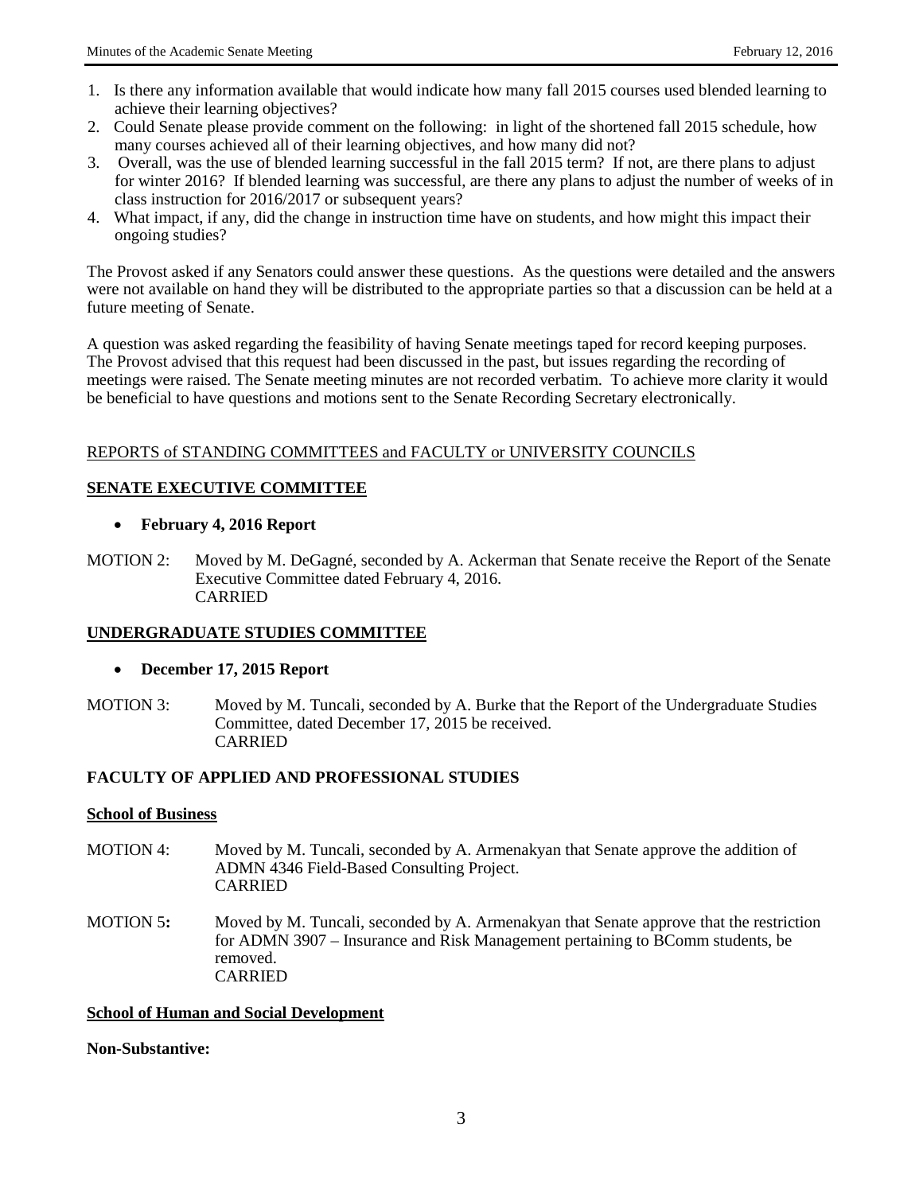1. Is there any information available that would indicate how many fall 2015 courses used blended learning to achieve their learning objectives?
2. Could Senate please provide comment on the following: in light of the shortened fall 2015 schedule, how many courses achieved all of their learning objectives, and how many did not?
3. Overall, was the use of blended learning successful in the fall 2015 term? If not, are there plans to adjust for winter 2016? If blended learning was successful, are there any plans to adjust the number of weeks of in class instruction for 2016/2017 or subsequent years?
4. What impact, if any, did the change in instruction time have on students, and how might this impact their ongoing studies?

The Provost asked if any Senators could answer these questions. As the questions were detailed and the answers were not available on hand they will be distributed to the appropriate parties so that a discussion can be held at a future meeting of Senate.

A question was asked regarding the feasibility of having Senate meetings taped for record keeping purposes. The Provost advised that this request had been discussed in the past, but issues regarding the recording of meetings were raised. The Senate meeting minutes are not recorded verbatim. To achieve more clarity it would be beneficial to have questions and motions sent to the Senate Recording Secretary electronically.

## REPORTS of STANDING COMMITTEES and FACULTY or UNIVERSITY COUNCILS

### SENATE EXECUTIVE COMMITTEE

- **February 4, 2016 Report**

MOTION 2: Moved by M. DeGagné, seconded by A. Ackerman that Senate receive the Report of the Senate Executive Committee dated February 4, 2016.
CARRIED

### UNDERGRADUATE STUDIES COMMITTEE

- **December 17, 2015 Report**

MOTION 3: Moved by M. Tuncali, seconded by A. Burke that the Report of the Undergraduate Studies Committee, dated December 17, 2015 be received.
CARRIED

### FACULTY OF APPLIED AND PROFESSIONAL STUDIES

#### School of Business

MOTION 4: Moved by M. Tuncali, seconded by A. Armenakyan that Senate approve the addition of ADMN 4346 Field-Based Consulting Project.
CARRIED

MOTION 5**:** Moved by M. Tuncali, seconded by A. Armenakyan that Senate approve that the restriction for ADMN 3907 – Insurance and Risk Management pertaining to BComm students, be removed.
CARRIED

#### School of Human and Social Development

**Non-Substantive:**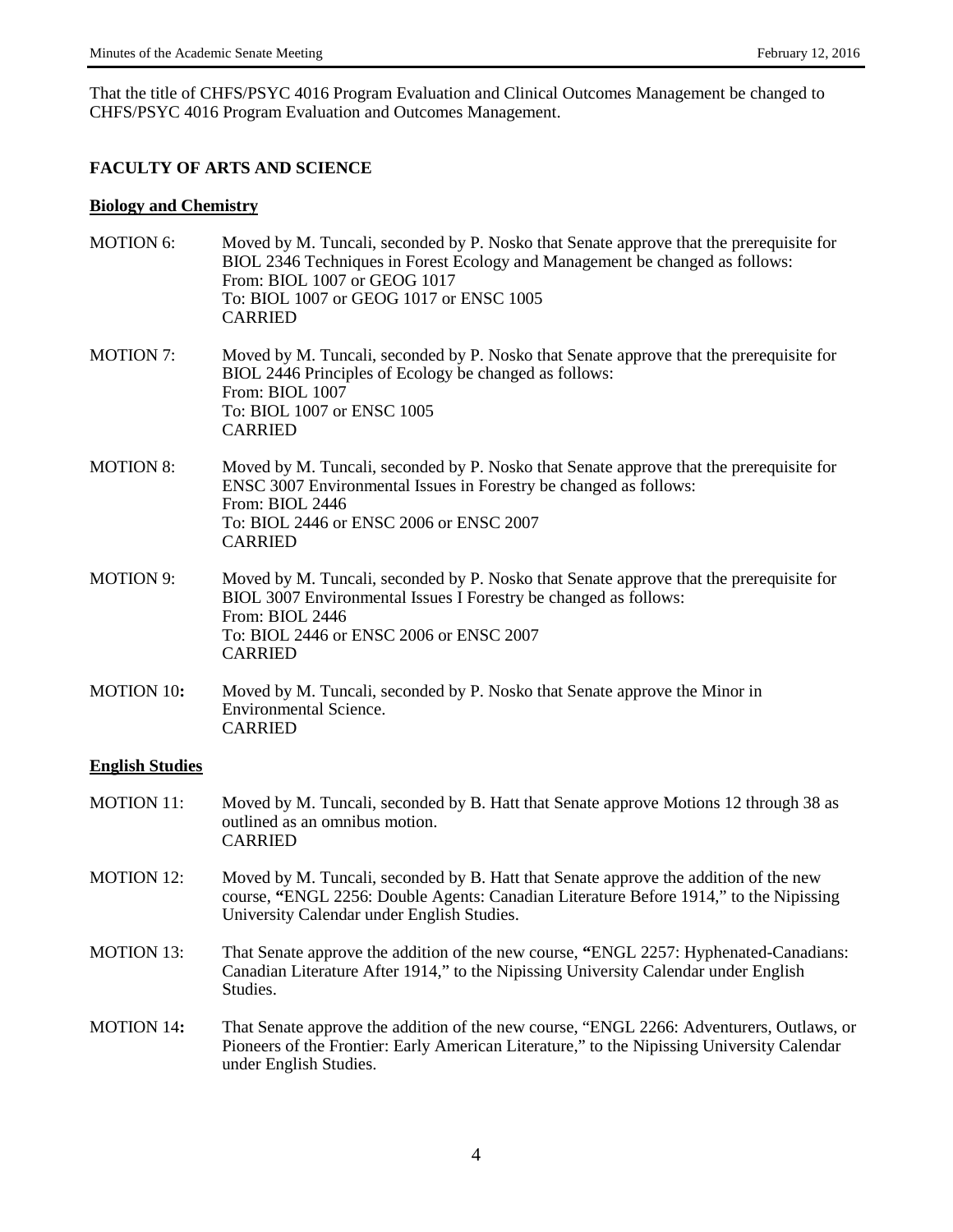That the title of CHFS/PSYC 4016 Program Evaluation and Clinical Outcomes Management be changed to CHFS/PSYC 4016 Program Evaluation and Outcomes Management.

## FACULTY OF ARTS AND SCIENCE

### Biology and Chemistry

MOTION 6: Moved by M. Tuncali, seconded by P. Nosko that Senate approve that the prerequisite for BIOL 2346 Techniques in Forest Ecology and Management be changed as follows:
From: BIOL 1007 or GEOG 1017
To: BIOL 1007 or GEOG 1017 or ENSC 1005
CARRIED

MOTION 7: Moved by M. Tuncali, seconded by P. Nosko that Senate approve that the prerequisite for BIOL 2446 Principles of Ecology be changed as follows:
From: BIOL 1007
To: BIOL 1007 or ENSC 1005
CARRIED

MOTION 8: Moved by M. Tuncali, seconded by P. Nosko that Senate approve that the prerequisite for ENSC 3007 Environmental Issues in Forestry be changed as follows:
From: BIOL 2446
To: BIOL 2446 or ENSC 2006 or ENSC 2007
CARRIED

MOTION 9: Moved by M. Tuncali, seconded by P. Nosko that Senate approve that the prerequisite for BIOL 3007 Environmental Issues I Forestry be changed as follows:
From: BIOL 2446
To: BIOL 2446 or ENSC 2006 or ENSC 2007
CARRIED

**MOTION 10:** Moved by M. Tuncali, seconded by P. Nosko that Senate approve the Minor in Environmental Science.
CARRIED

### English Studies

MOTION 11: Moved by M. Tuncali, seconded by B. Hatt that Senate approve Motions 12 through 38 as outlined as an omnibus motion.
CARRIED

MOTION 12: Moved by M. Tuncali, seconded by B. Hatt that Senate approve the addition of the new course, **"**ENGL 2256: Double Agents: Canadian Literature Before 1914," to the Nipissing University Calendar under English Studies.

MOTION 13: That Senate approve the addition of the new course, **"**ENGL 2257: Hyphenated-Canadians: Canadian Literature After 1914," to the Nipissing University Calendar under English Studies.

**MOTION 14:** That Senate approve the addition of the new course, "ENGL 2266: Adventurers, Outlaws, or Pioneers of the Frontier: Early American Literature," to the Nipissing University Calendar under English Studies.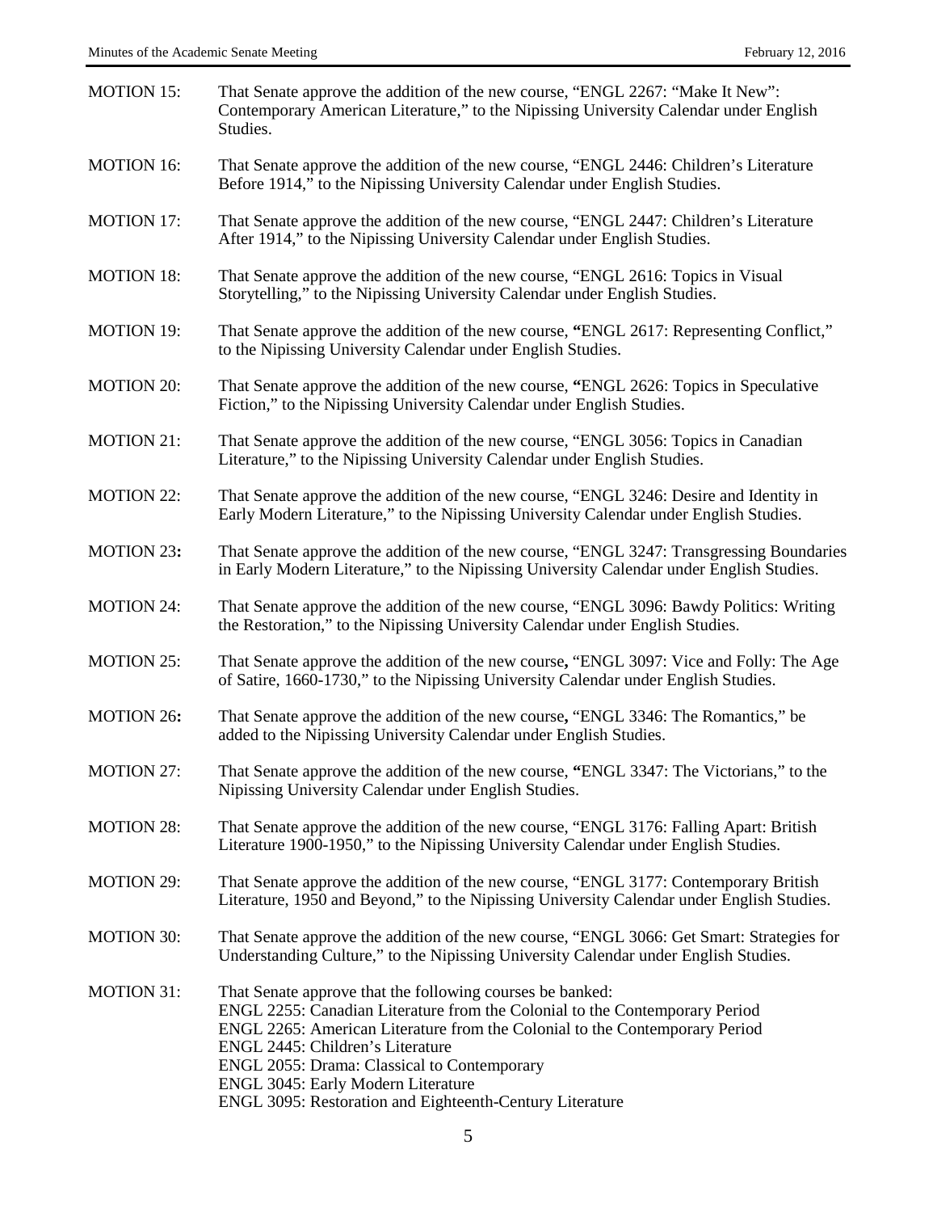MOTION 15: That Senate approve the addition of the new course, "ENGL 2267: "Make It New": Contemporary American Literature," to the Nipissing University Calendar under English Studies.

MOTION 16: That Senate approve the addition of the new course, "ENGL 2446: Children's Literature Before 1914," to the Nipissing University Calendar under English Studies.

MOTION 17: That Senate approve the addition of the new course, "ENGL 2447: Children's Literature After 1914," to the Nipissing University Calendar under English Studies.

MOTION 18: That Senate approve the addition of the new course, "ENGL 2616: Topics in Visual Storytelling," to the Nipissing University Calendar under English Studies.

MOTION 19: That Senate approve the addition of the new course, **"**ENGL 2617: Representing Conflict," to the Nipissing University Calendar under English Studies.

MOTION 20: That Senate approve the addition of the new course, **"**ENGL 2626: Topics in Speculative Fiction," to the Nipissing University Calendar under English Studies.

MOTION 21: That Senate approve the addition of the new course, "ENGL 3056: Topics in Canadian Literature," to the Nipissing University Calendar under English Studies.

MOTION 22: That Senate approve the addition of the new course, "ENGL 3246: Desire and Identity in Early Modern Literature," to the Nipissing University Calendar under English Studies.

MOTION 23**:** That Senate approve the addition of the new course, "ENGL 3247: Transgressing Boundaries in Early Modern Literature," to the Nipissing University Calendar under English Studies.

MOTION 24: That Senate approve the addition of the new course, "ENGL 3096: Bawdy Politics: Writing the Restoration," to the Nipissing University Calendar under English Studies.

MOTION 25: That Senate approve the addition of the new course**,** "ENGL 3097: Vice and Folly: The Age of Satire, 1660-1730," to the Nipissing University Calendar under English Studies.

MOTION 26**:** That Senate approve the addition of the new course**,** "ENGL 3346: The Romantics," be added to the Nipissing University Calendar under English Studies.

MOTION 27: That Senate approve the addition of the new course, **"**ENGL 3347: The Victorians," to the Nipissing University Calendar under English Studies.

MOTION 28: That Senate approve the addition of the new course, "ENGL 3176: Falling Apart: British Literature 1900-1950," to the Nipissing University Calendar under English Studies.

MOTION 29: That Senate approve the addition of the new course, "ENGL 3177: Contemporary British Literature, 1950 and Beyond," to the Nipissing University Calendar under English Studies.

MOTION 30: That Senate approve the addition of the new course, "ENGL 3066: Get Smart: Strategies for Understanding Culture," to the Nipissing University Calendar under English Studies.

MOTION 31: That Senate approve that the following courses be banked:
ENGL 2255: Canadian Literature from the Colonial to the Contemporary Period
ENGL 2265: American Literature from the Colonial to the Contemporary Period
ENGL 2445: Children's Literature
ENGL 2055: Drama: Classical to Contemporary
ENGL 3045: Early Modern Literature
ENGL 3095: Restoration and Eighteenth-Century Literature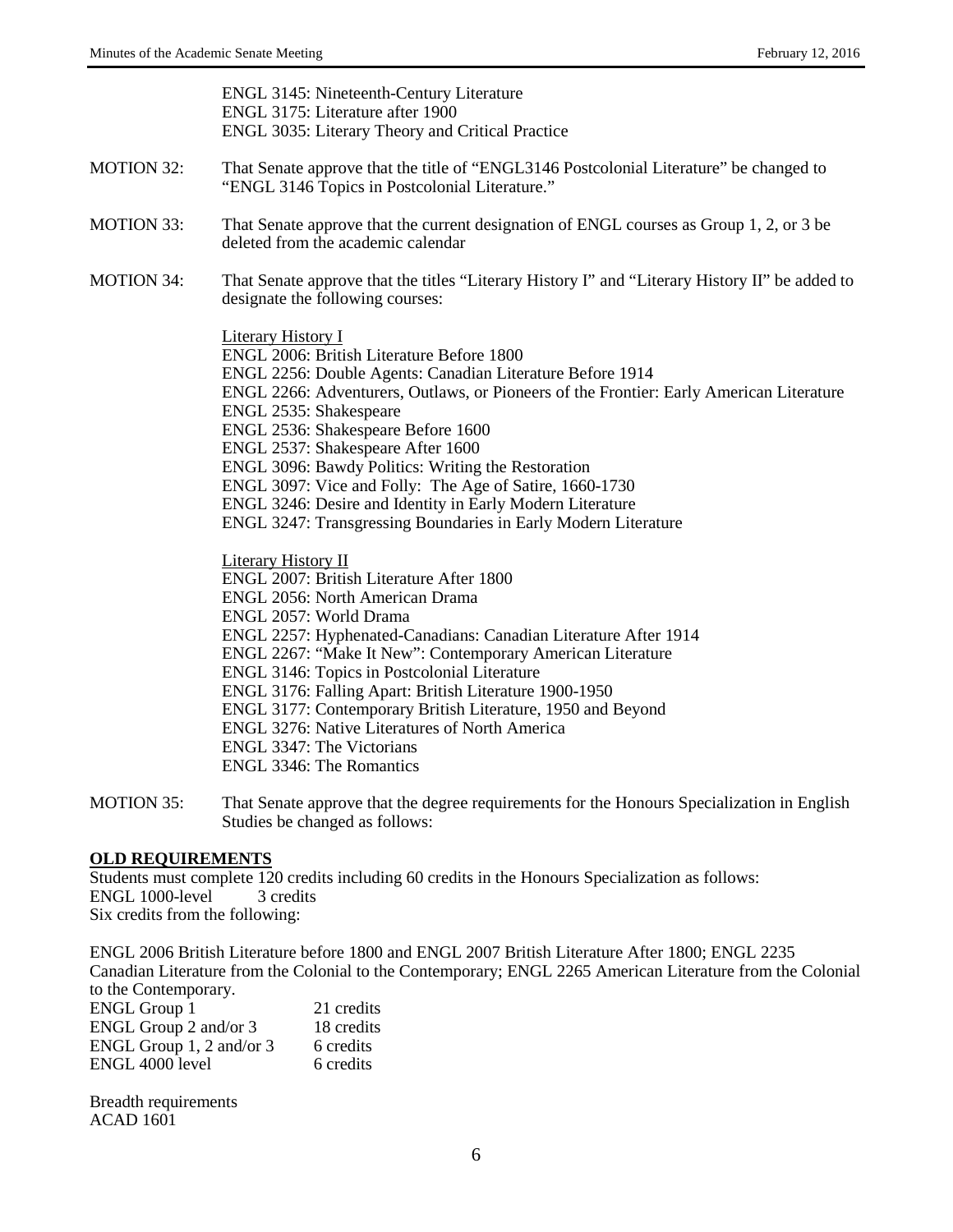ENGL 3145: Nineteenth-Century Literature
ENGL 3175: Literature after 1900
ENGL 3035: Literary Theory and Critical Practice

MOTION 32: That Senate approve that the title of "ENGL3146 Postcolonial Literature" be changed to "ENGL 3146 Topics in Postcolonial Literature."

MOTION 33: That Senate approve that the current designation of ENGL courses as Group 1, 2, or 3 be deleted from the academic calendar

MOTION 34: That Senate approve that the titles "Literary History I" and "Literary History II" be added to designate the following courses:

<u>Literary History I</u>
ENGL 2006: British Literature Before 1800
ENGL 2256: Double Agents: Canadian Literature Before 1914
ENGL 2266: Adventurers, Outlaws, or Pioneers of the Frontier: Early American Literature
ENGL 2535: Shakespeare
ENGL 2536: Shakespeare Before 1600
ENGL 2537: Shakespeare After 1600
ENGL 3096: Bawdy Politics: Writing the Restoration
ENGL 3097: Vice and Folly: The Age of Satire, 1660-1730
ENGL 3246: Desire and Identity in Early Modern Literature
ENGL 3247: Transgressing Boundaries in Early Modern Literature

<u>Literary History II</u>
ENGL 2007: British Literature After 1800
ENGL 2056: North American Drama
ENGL 2057: World Drama
ENGL 2257: Hyphenated-Canadians: Canadian Literature After 1914
ENGL 2267: "Make It New": Contemporary American Literature
ENGL 3146: Topics in Postcolonial Literature
ENGL 3176: Falling Apart: British Literature 1900-1950
ENGL 3177: Contemporary British Literature, 1950 and Beyond
ENGL 3276: Native Literatures of North America
ENGL 3347: The Victorians
ENGL 3346: The Romantics

MOTION 35: That Senate approve that the degree requirements for the Honours Specialization in English Studies be changed as follows:

**<u>OLD REQUIREMENTS</u>**

Students must complete 120 credits including 60 credits in the Honours Specialization as follows:
ENGL 1000-level 3 credits
Six credits from the following:

ENGL 2006 British Literature before 1800 and ENGL 2007 British Literature After 1800; ENGL 2235 Canadian Literature from the Colonial to the Contemporary; ENGL 2265 American Literature from the Colonial to the Contemporary.

| | |
|---|---|
| ENGL Group 1 | 21 credits |
| ENGL Group 2 and/or 3 | 18 credits |
| ENGL Group 1, 2 and/or 3 | 6 credits |
| ENGL 4000 level | 6 credits |

Breadth requirements
ACAD 1601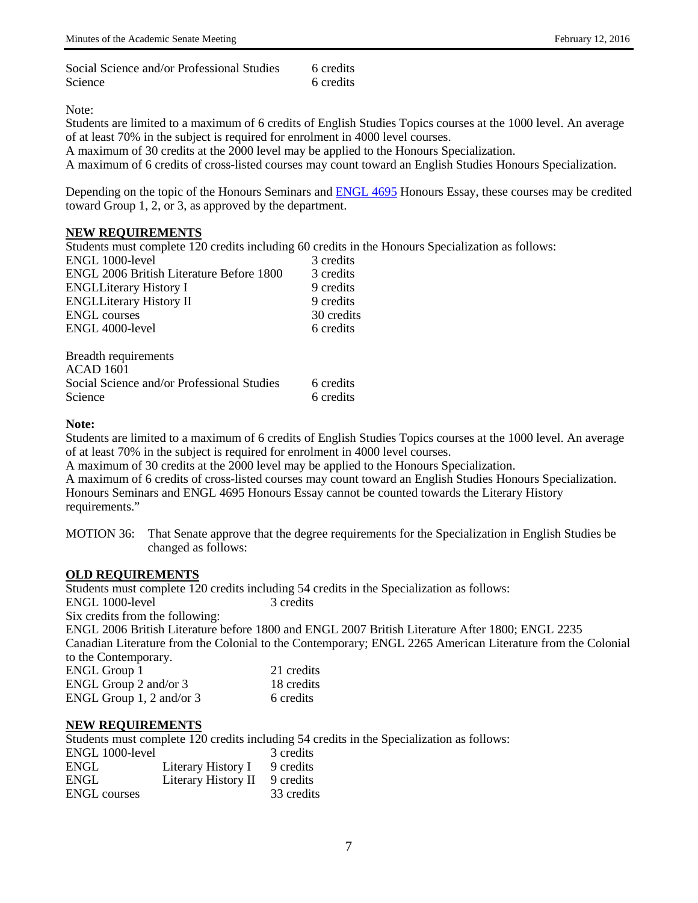| | |
|---|---|
| Social Science and/or Professional Studies | 6 credits |
| Science | 6 credits |

Note:
Students are limited to a maximum of 6 credits of English Studies Topics courses at the 1000 level. An average of at least 70% in the subject is required for enrolment in 4000 level courses.
A maximum of 30 credits at the 2000 level may be applied to the Honours Specialization.
A maximum of 6 credits of cross-listed courses may count toward an English Studies Honours Specialization.

Depending on the topic of the Honours Seminars and ENGL 4695 Honours Essay, these courses may be credited toward Group 1, 2, or 3, as approved by the department.

**NEW REQUIREMENTS**

Students must complete 120 credits including 60 credits in the Honours Specialization as follows:

| | |
|---|---|
| ENGL 1000-level | 3 credits |
| ENGL 2006 British Literature Before 1800 | 3 credits |
| ENGLLiterary History I | 9 credits |
| ENGLLiterary History II | 9 credits |
| ENGL courses | 30 credits |
| ENGL 4000-level | 6 credits |

Breadth requirements

| | |
|---|---|
| ACAD 1601 | |
| Social Science and/or Professional Studies | 6 credits |
| Science | 6 credits |

**Note:**
Students are limited to a maximum of 6 credits of English Studies Topics courses at the 1000 level. An average of at least 70% in the subject is required for enrolment in 4000 level courses.
A maximum of 30 credits at the 2000 level may be applied to the Honours Specialization.
A maximum of 6 credits of cross-listed courses may count toward an English Studies Honours Specialization.
Honours Seminars and ENGL 4695 Honours Essay cannot be counted towards the Literary History requirements."

MOTION 36: That Senate approve that the degree requirements for the Specialization in English Studies be changed as follows:

**OLD REQUIREMENTS**

Students must complete 120 credits including 54 credits in the Specialization as follows:

ENGL 1000-level 3 credits

Six credits from the following:
ENGL 2006 British Literature before 1800 and ENGL 2007 British Literature After 1800; ENGL 2235 Canadian Literature from the Colonial to the Contemporary; ENGL 2265 American Literature from the Colonial to the Contemporary.

| | |
|---|---|
| ENGL Group 1 | 21 credits |
| ENGL Group 2 and/or 3 | 18 credits |
| ENGL Group 1, 2 and/or 3 | 6 credits |

**NEW REQUIREMENTS**

Students must complete 120 credits including 54 credits in the Specialization as follows:

| | | |
|---|---|---|
| ENGL 1000-level | | 3 credits |
| ENGL | Literary History I | 9 credits |
| ENGL | Literary History II | 9 credits |
| ENGL courses | | 33 credits |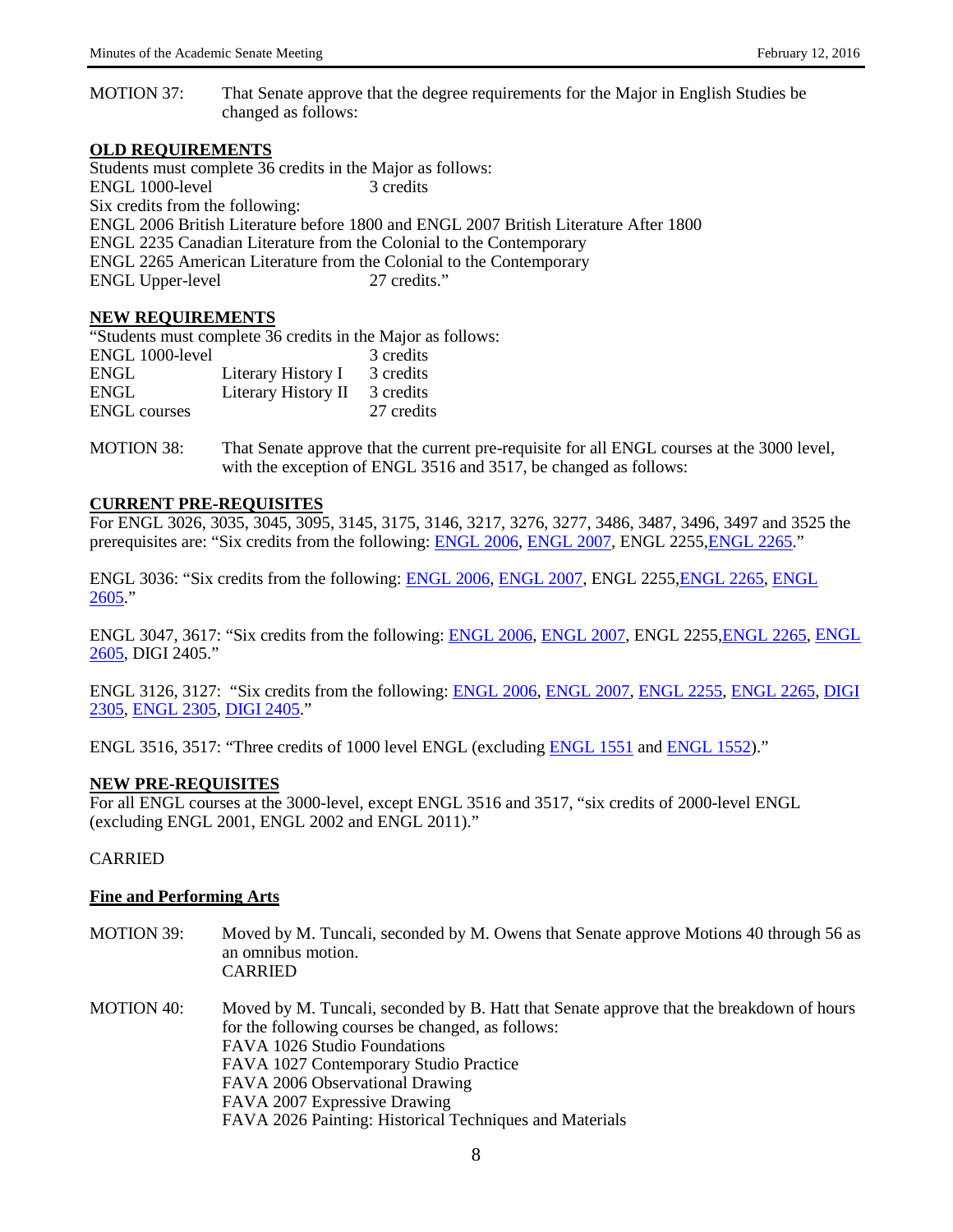MOTION 37: That Senate approve that the degree requirements for the Major in English Studies be changed as follows:

**OLD REQUIREMENTS**

Students must complete 36 credits in the Major as follows:
ENGL 1000-level 3 credits
Six credits from the following:
ENGL 2006 British Literature before 1800 and ENGL 2007 British Literature After 1800
ENGL 2235 Canadian Literature from the Colonial to the Contemporary
ENGL 2265 American Literature from the Colonial to the Contemporary
ENGL Upper-level 27 credits."

**NEW REQUIREMENTS**

"Students must complete 36 credits in the Major as follows:

| | | |
|---|---|---|
| ENGL 1000-level | | 3 credits |
| ENGL | Literary History I | 3 credits |
| ENGL | Literary History II | 3 credits |
| ENGL courses | | 27 credits |

MOTION 38: That Senate approve that the current pre-requisite for all ENGL courses at the 3000 level, with the exception of ENGL 3516 and 3517, be changed as follows:

**CURRENT PRE-REQUISITES**

For ENGL 3026, 3035, 3045, 3095, 3145, 3175, 3146, 3217, 3276, 3277, 3486, 3487, 3496, 3497 and 3525 the prerequisites are: "Six credits from the following: ENGL 2006, ENGL 2007, ENGL 2255,ENGL 2265."

ENGL 3036: "Six credits from the following: ENGL 2006, ENGL 2007, ENGL 2255,ENGL 2265, ENGL 2605."

ENGL 3047, 3617: "Six credits from the following: ENGL 2006, ENGL 2007, ENGL 2255,ENGL 2265, ENGL 2605, DIGI 2405."

ENGL 3126, 3127: "Six credits from the following: ENGL 2006, ENGL 2007, ENGL 2255, ENGL 2265, DIGI 2305, ENGL 2305, DIGI 2405."

ENGL 3516, 3517: "Three credits of 1000 level ENGL (excluding ENGL 1551 and ENGL 1552)."

**NEW PRE-REQUISITES**

For all ENGL courses at the 3000-level, except ENGL 3516 and 3517, "six credits of 2000-level ENGL (excluding ENGL 2001, ENGL 2002 and ENGL 2011)."

CARRIED

**Fine and Performing Arts**

MOTION 39: Moved by M. Tuncali, seconded by M. Owens that Senate approve Motions 40 through 56 as an omnibus motion.
CARRIED

MOTION 40: Moved by M. Tuncali, seconded by B. Hatt that Senate approve that the breakdown of hours for the following courses be changed, as follows:
FAVA 1026 Studio Foundations
FAVA 1027 Contemporary Studio Practice
FAVA 2006 Observational Drawing
FAVA 2007 Expressive Drawing
FAVA 2026 Painting: Historical Techniques and Materials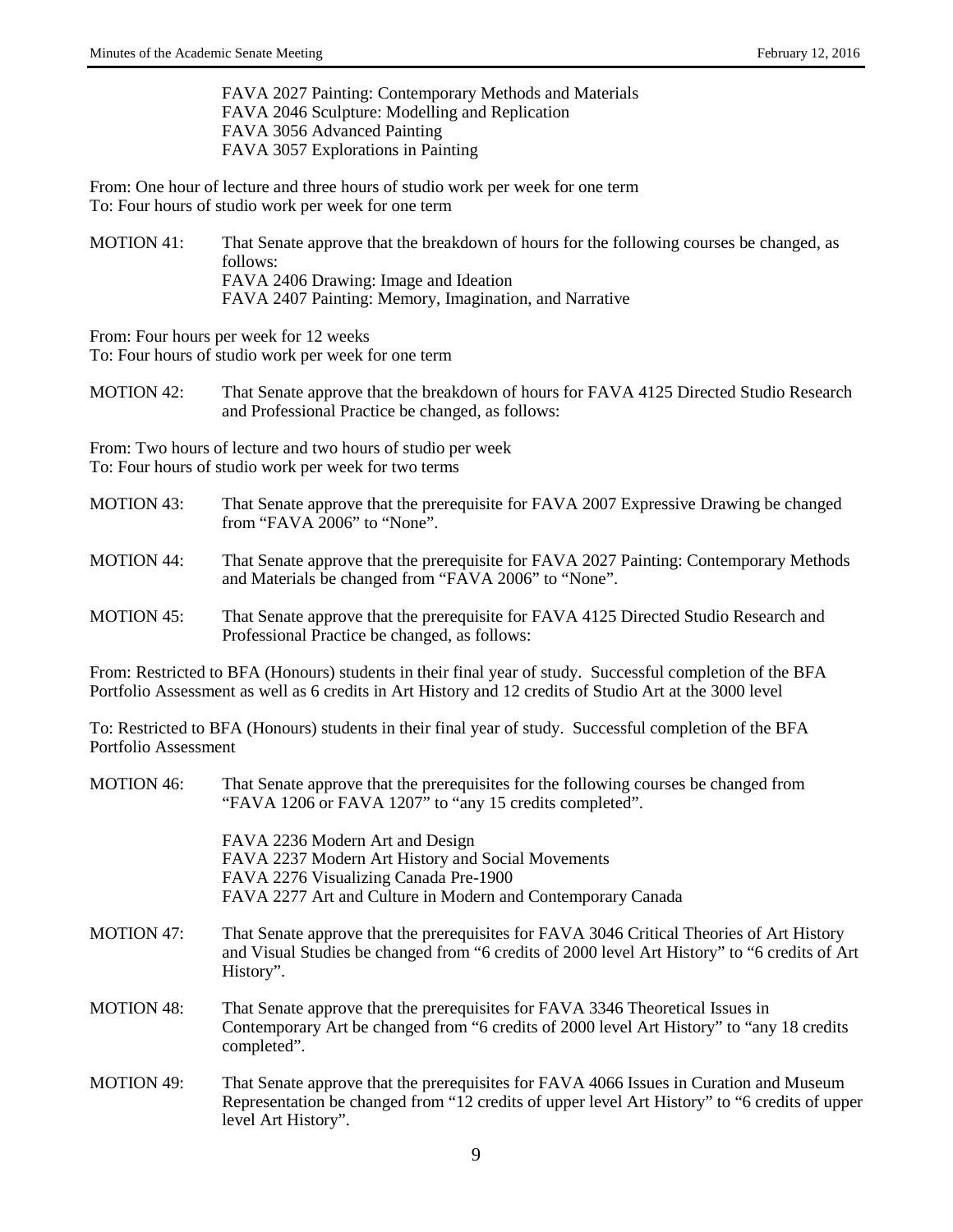FAVA 2027 Painting: Contemporary Methods and Materials
FAVA 2046 Sculpture: Modelling and Replication
FAVA 3056 Advanced Painting
FAVA 3057 Explorations in Painting

From: One hour of lecture and three hours of studio work per week for one term
To: Four hours of studio work per week for one term

MOTION 41: That Senate approve that the breakdown of hours for the following courses be changed, as follows:
FAVA 2406 Drawing: Image and Ideation
FAVA 2407 Painting: Memory, Imagination, and Narrative

From: Four hours per week for 12 weeks
To: Four hours of studio work per week for one term

MOTION 42: That Senate approve that the breakdown of hours for FAVA 4125 Directed Studio Research and Professional Practice be changed, as follows:

From: Two hours of lecture and two hours of studio per week
To: Four hours of studio work per week for two terms

MOTION 43: That Senate approve that the prerequisite for FAVA 2007 Expressive Drawing be changed from "FAVA 2006" to "None".

MOTION 44: That Senate approve that the prerequisite for FAVA 2027 Painting: Contemporary Methods and Materials be changed from "FAVA 2006" to "None".

MOTION 45: That Senate approve that the prerequisite for FAVA 4125 Directed Studio Research and Professional Practice be changed, as follows:

From: Restricted to BFA (Honours) students in their final year of study. Successful completion of the BFA Portfolio Assessment as well as 6 credits in Art History and 12 credits of Studio Art at the 3000 level

To: Restricted to BFA (Honours) students in their final year of study. Successful completion of the BFA Portfolio Assessment

MOTION 46: That Senate approve that the prerequisites for the following courses be changed from "FAVA 1206 or FAVA 1207" to "any 15 credits completed".

FAVA 2236 Modern Art and Design
FAVA 2237 Modern Art History and Social Movements
FAVA 2276 Visualizing Canada Pre-1900
FAVA 2277 Art and Culture in Modern and Contemporary Canada

MOTION 47: That Senate approve that the prerequisites for FAVA 3046 Critical Theories of Art History and Visual Studies be changed from "6 credits of 2000 level Art History" to "6 credits of Art History".

MOTION 48: That Senate approve that the prerequisites for FAVA 3346 Theoretical Issues in Contemporary Art be changed from "6 credits of 2000 level Art History" to "any 18 credits completed".

MOTION 49: That Senate approve that the prerequisites for FAVA 4066 Issues in Curation and Museum Representation be changed from "12 credits of upper level Art History" to "6 credits of upper level Art History".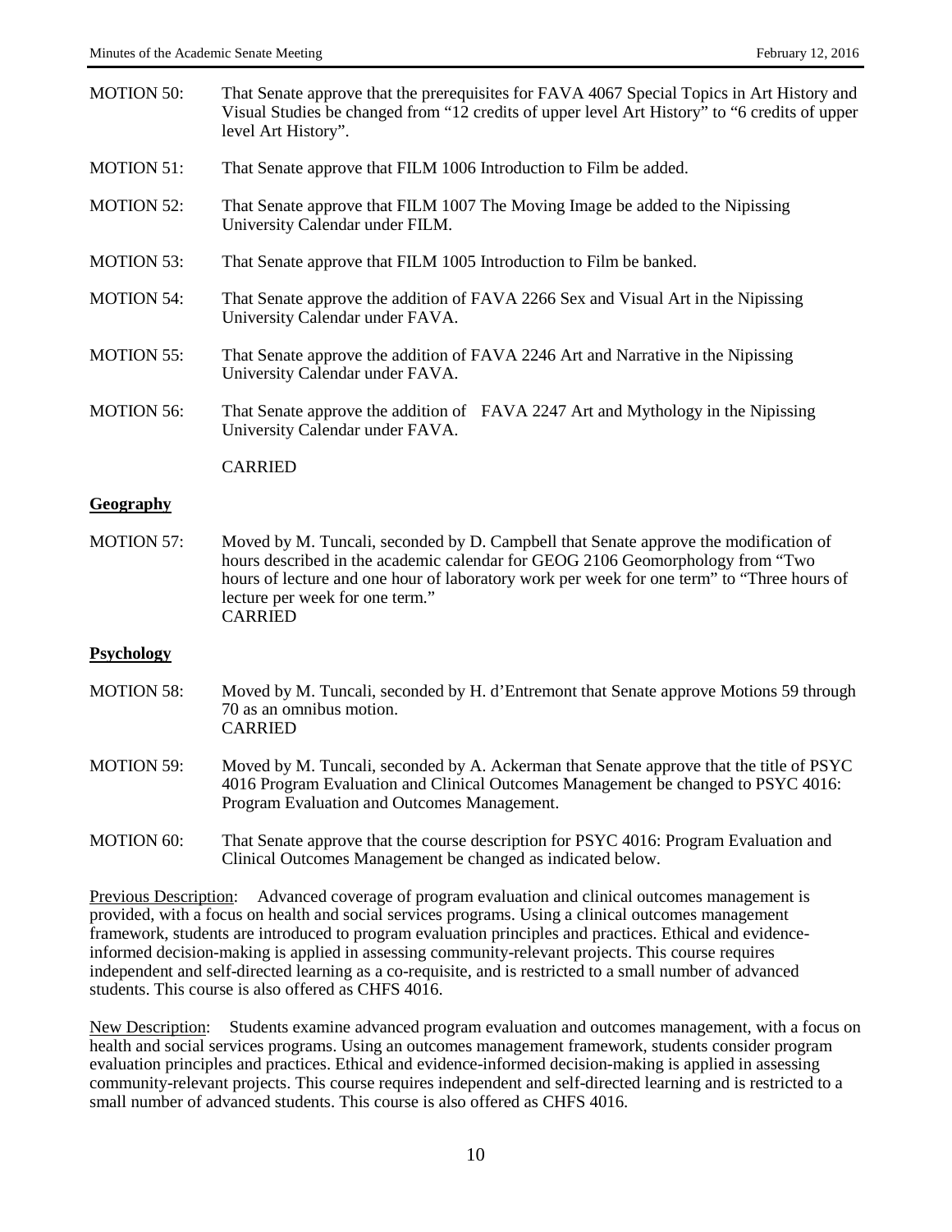MOTION 50: That Senate approve that the prerequisites for FAVA 4067 Special Topics in Art History and Visual Studies be changed from "12 credits of upper level Art History" to "6 credits of upper level Art History".

MOTION 51: That Senate approve that FILM 1006 Introduction to Film be added.

MOTION 52: That Senate approve that FILM 1007 The Moving Image be added to the Nipissing University Calendar under FILM.

MOTION 53: That Senate approve that FILM 1005 Introduction to Film be banked.

MOTION 54: That Senate approve the addition of FAVA 2266 Sex and Visual Art in the Nipissing University Calendar under FAVA.

MOTION 55: That Senate approve the addition of FAVA 2246 Art and Narrative in the Nipissing University Calendar under FAVA.

MOTION 56: That Senate approve the addition of FAVA 2247 Art and Mythology in the Nipissing University Calendar under FAVA.

CARRIED

**Geography**

MOTION 57: Moved by M. Tuncali, seconded by D. Campbell that Senate approve the modification of hours described in the academic calendar for GEOG 2106 Geomorphology from "Two hours of lecture and one hour of laboratory work per week for one term" to "Three hours of lecture per week for one term."
CARRIED

**Psychology**

MOTION 58: Moved by M. Tuncali, seconded by H. d'Entremont that Senate approve Motions 59 through 70 as an omnibus motion.
CARRIED

MOTION 59: Moved by M. Tuncali, seconded by A. Ackerman that Senate approve that the title of PSYC 4016 Program Evaluation and Clinical Outcomes Management be changed to PSYC 4016: Program Evaluation and Outcomes Management.

MOTION 60: That Senate approve that the course description for PSYC 4016: Program Evaluation and Clinical Outcomes Management be changed as indicated below.

Previous Description: Advanced coverage of program evaluation and clinical outcomes management is provided, with a focus on health and social services programs. Using a clinical outcomes management framework, students are introduced to program evaluation principles and practices. Ethical and evidence-informed decision-making is applied in assessing community-relevant projects. This course requires independent and self-directed learning as a co-requisite, and is restricted to a small number of advanced students. This course is also offered as CHFS 4016.

New Description: Students examine advanced program evaluation and outcomes management, with a focus on health and social services programs. Using an outcomes management framework, students consider program evaluation principles and practices. Ethical and evidence-informed decision-making is applied in assessing community-relevant projects. This course requires independent and self-directed learning and is restricted to a small number of advanced students. This course is also offered as CHFS 4016.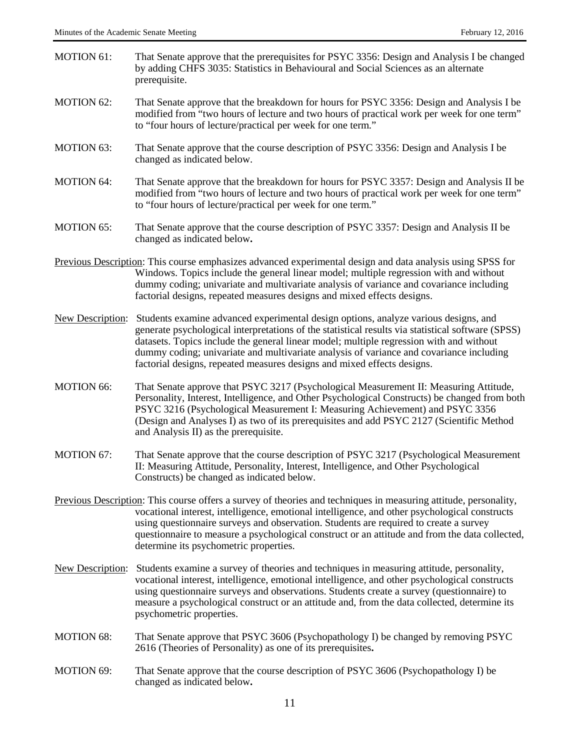MOTION 61: That Senate approve that the prerequisites for PSYC 3356: Design and Analysis I be changed by adding CHFS 3035: Statistics in Behavioural and Social Sciences as an alternate prerequisite.

MOTION 62: That Senate approve that the breakdown for hours for PSYC 3356: Design and Analysis I be modified from "two hours of lecture and two hours of practical work per week for one term" to "four hours of lecture/practical per week for one term."

MOTION 63: That Senate approve that the course description of PSYC 3356: Design and Analysis I be changed as indicated below.

MOTION 64: That Senate approve that the breakdown for hours for PSYC 3357: Design and Analysis II be modified from "two hours of lecture and two hours of practical work per week for one term" to "four hours of lecture/practical per week for one term."

MOTION 65: That Senate approve that the course description of PSYC 3357: Design and Analysis II be changed as indicated below**.**

Previous Description: This course emphasizes advanced experimental design and data analysis using SPSS for Windows. Topics include the general linear model; multiple regression with and without dummy coding; univariate and multivariate analysis of variance and covariance including factorial designs, repeated measures designs and mixed effects designs.

New Description: Students examine advanced experimental design options, analyze various designs, and generate psychological interpretations of the statistical results via statistical software (SPSS) datasets. Topics include the general linear model; multiple regression with and without dummy coding; univariate and multivariate analysis of variance and covariance including factorial designs, repeated measures designs and mixed effects designs.

MOTION 66: That Senate approve that PSYC 3217 (Psychological Measurement II: Measuring Attitude, Personality, Interest, Intelligence, and Other Psychological Constructs) be changed from both PSYC 3216 (Psychological Measurement I: Measuring Achievement) and PSYC 3356 (Design and Analyses I) as two of its prerequisites and add PSYC 2127 (Scientific Method and Analysis II) as the prerequisite.

MOTION 67: That Senate approve that the course description of PSYC 3217 (Psychological Measurement II: Measuring Attitude, Personality, Interest, Intelligence, and Other Psychological Constructs) be changed as indicated below.

Previous Description: This course offers a survey of theories and techniques in measuring attitude, personality, vocational interest, intelligence, emotional intelligence, and other psychological constructs using questionnaire surveys and observation. Students are required to create a survey questionnaire to measure a psychological construct or an attitude and from the data collected, determine its psychometric properties.

New Description: Students examine a survey of theories and techniques in measuring attitude, personality, vocational interest, intelligence, emotional intelligence, and other psychological constructs using questionnaire surveys and observations. Students create a survey (questionnaire) to measure a psychological construct or an attitude and, from the data collected, determine its psychometric properties.

MOTION 68: That Senate approve that PSYC 3606 (Psychopathology I) be changed by removing PSYC 2616 (Theories of Personality) as one of its prerequisites**.**

MOTION 69: That Senate approve that the course description of PSYC 3606 (Psychopathology I) be changed as indicated below**.**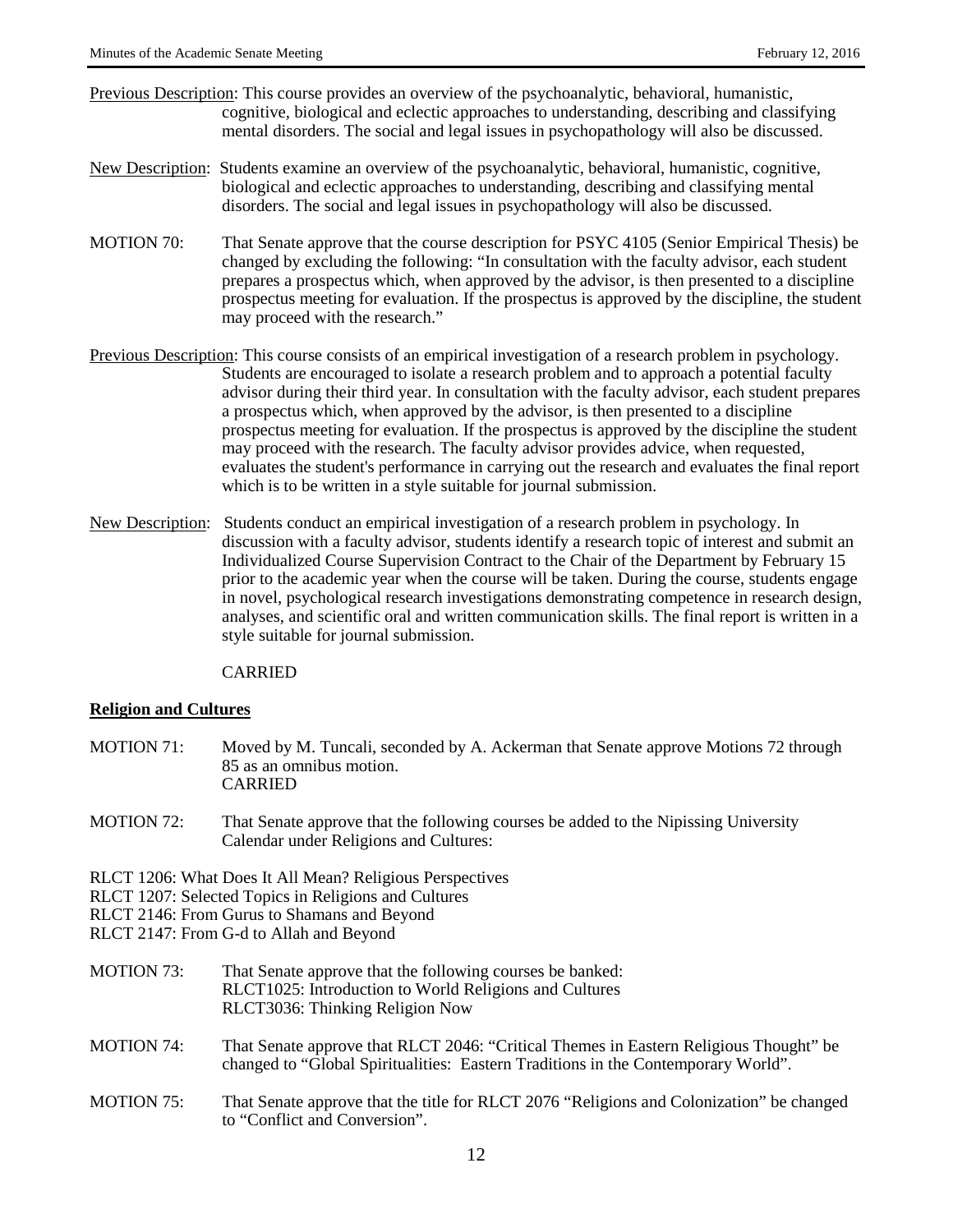Previous Description: This course provides an overview of the psychoanalytic, behavioral, humanistic, cognitive, biological and eclectic approaches to understanding, describing and classifying mental disorders. The social and legal issues in psychopathology will also be discussed.

New Description: Students examine an overview of the psychoanalytic, behavioral, humanistic, cognitive, biological and eclectic approaches to understanding, describing and classifying mental disorders. The social and legal issues in psychopathology will also be discussed.

MOTION 70: That Senate approve that the course description for PSYC 4105 (Senior Empirical Thesis) be changed by excluding the following: "In consultation with the faculty advisor, each student prepares a prospectus which, when approved by the advisor, is then presented to a discipline prospectus meeting for evaluation. If the prospectus is approved by the discipline, the student may proceed with the research."

Previous Description: This course consists of an empirical investigation of a research problem in psychology. Students are encouraged to isolate a research problem and to approach a potential faculty advisor during their third year. In consultation with the faculty advisor, each student prepares a prospectus which, when approved by the advisor, is then presented to a discipline prospectus meeting for evaluation. If the prospectus is approved by the discipline the student may proceed with the research. The faculty advisor provides advice, when requested, evaluates the student's performance in carrying out the research and evaluates the final report which is to be written in a style suitable for journal submission.

New Description: Students conduct an empirical investigation of a research problem in psychology. In discussion with a faculty advisor, students identify a research topic of interest and submit an Individualized Course Supervision Contract to the Chair of the Department by February 15 prior to the academic year when the course will be taken. During the course, students engage in novel, psychological research investigations demonstrating competence in research design, analyses, and scientific oral and written communication skills. The final report is written in a style suitable for journal submission.

CARRIED

**Religion and Cultures**

MOTION 71: Moved by M. Tuncali, seconded by A. Ackerman that Senate approve Motions 72 through 85 as an omnibus motion.
CARRIED

MOTION 72: That Senate approve that the following courses be added to the Nipissing University Calendar under Religions and Cultures:

RLCT 1206: What Does It All Mean? Religious Perspectives
RLCT 1207: Selected Topics in Religions and Cultures
RLCT 2146: From Gurus to Shamans and Beyond
RLCT 2147: From G-d to Allah and Beyond

MOTION 73: That Senate approve that the following courses be banked:
RLCT1025: Introduction to World Religions and Cultures
RLCT3036: Thinking Religion Now

MOTION 74: That Senate approve that RLCT 2046: "Critical Themes in Eastern Religious Thought" be changed to "Global Spiritualities: Eastern Traditions in the Contemporary World".

MOTION 75: That Senate approve that the title for RLCT 2076 "Religions and Colonization" be changed to "Conflict and Conversion".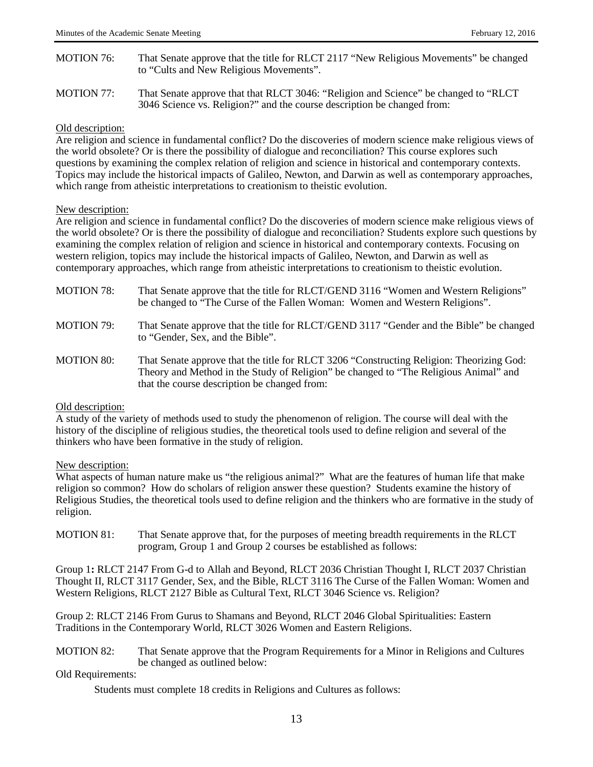MOTION 76: That Senate approve that the title for RLCT 2117 "New Religious Movements" be changed to "Cults and New Religious Movements".

MOTION 77: That Senate approve that that RLCT 3046: "Religion and Science" be changed to "RLCT 3046 Science vs. Religion?" and the course description be changed from:

Old description:
Are religion and science in fundamental conflict? Do the discoveries of modern science make religious views of the world obsolete? Or is there the possibility of dialogue and reconciliation? This course explores such questions by examining the complex relation of religion and science in historical and contemporary contexts. Topics may include the historical impacts of Galileo, Newton, and Darwin as well as contemporary approaches, which range from atheistic interpretations to creationism to theistic evolution.

New description:
Are religion and science in fundamental conflict? Do the discoveries of modern science make religious views of the world obsolete? Or is there the possibility of dialogue and reconciliation? Students explore such questions by examining the complex relation of religion and science in historical and contemporary contexts. Focusing on western religion, topics may include the historical impacts of Galileo, Newton, and Darwin as well as contemporary approaches, which range from atheistic interpretations to creationism to theistic evolution.

MOTION 78: That Senate approve that the title for RLCT/GEND 3116 "Women and Western Religions" be changed to "The Curse of the Fallen Woman: Women and Western Religions".

MOTION 79: That Senate approve that the title for RLCT/GEND 3117 "Gender and the Bible" be changed to "Gender, Sex, and the Bible".

MOTION 80: That Senate approve that the title for RLCT 3206 "Constructing Religion: Theorizing God: Theory and Method in the Study of Religion" be changed to "The Religious Animal" and that the course description be changed from:

Old description:
A study of the variety of methods used to study the phenomenon of religion. The course will deal with the history of the discipline of religious studies, the theoretical tools used to define religion and several of the thinkers who have been formative in the study of religion.

New description:
What aspects of human nature make us "the religious animal?" What are the features of human life that make religion so common? How do scholars of religion answer these question? Students examine the history of Religious Studies, the theoretical tools used to define religion and the thinkers who are formative in the study of religion.

MOTION 81: That Senate approve that, for the purposes of meeting breadth requirements in the RLCT program, Group 1 and Group 2 courses be established as follows:

Group 1**:** RLCT 2147 From G-d to Allah and Beyond, RLCT 2036 Christian Thought I, RLCT 2037 Christian Thought II, RLCT 3117 Gender, Sex, and the Bible, RLCT 3116 The Curse of the Fallen Woman: Women and Western Religions, RLCT 2127 Bible as Cultural Text, RLCT 3046 Science vs. Religion?

Group 2: RLCT 2146 From Gurus to Shamans and Beyond, RLCT 2046 Global Spiritualities: Eastern Traditions in the Contemporary World, RLCT 3026 Women and Eastern Religions.

MOTION 82: That Senate approve that the Program Requirements for a Minor in Religions and Cultures be changed as outlined below:

Old Requirements:

Students must complete 18 credits in Religions and Cultures as follows: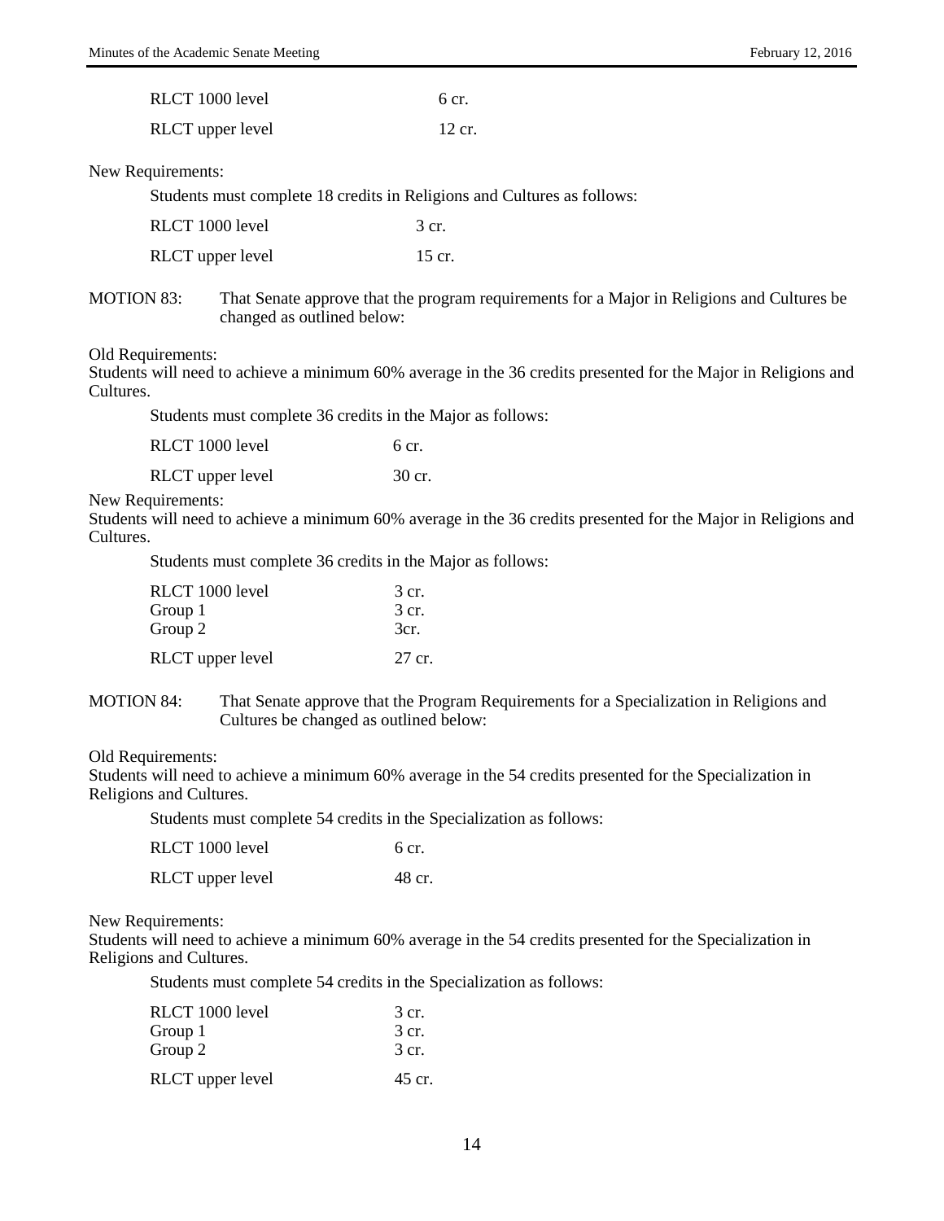| | |
|---|---|
| RLCT 1000 level | 6 cr. |
| RLCT upper level | 12 cr. |

New Requirements:

Students must complete 18 credits in Religions and Cultures as follows:

| | |
|---|---|
| RLCT 1000 level | 3 cr. |
| RLCT upper level | 15 cr. |

MOTION 83: That Senate approve that the program requirements for a Major in Religions and Cultures be changed as outlined below:

Old Requirements:
Students will need to achieve a minimum 60% average in the 36 credits presented for the Major in Religions and Cultures.

Students must complete 36 credits in the Major as follows:

| | |
|---|---|
| RLCT 1000 level | 6 cr. |
| RLCT upper level | 30 cr. |

New Requirements:
Students will need to achieve a minimum 60% average in the 36 credits presented for the Major in Religions and Cultures.

Students must complete 36 credits in the Major as follows:

| | |
|---|---|
| RLCT 1000 level | 3 cr. |
| Group 1 | 3 cr. |
| Group 2 | 3cr. |
| RLCT upper level | 27 cr. |

MOTION 84: That Senate approve that the Program Requirements for a Specialization in Religions and Cultures be changed as outlined below:

Old Requirements:
Students will need to achieve a minimum 60% average in the 54 credits presented for the Specialization in Religions and Cultures.

Students must complete 54 credits in the Specialization as follows:

| | |
|---|---|
| RLCT 1000 level | 6 cr. |
| RLCT upper level | 48 cr. |

New Requirements:
Students will need to achieve a minimum 60% average in the 54 credits presented for the Specialization in Religions and Cultures.

Students must complete 54 credits in the Specialization as follows:

| | |
|---|---|
| RLCT 1000 level | 3 cr. |
| Group 1 | 3 cr. |
| Group 2 | 3 cr. |
| RLCT upper level | 45 cr. |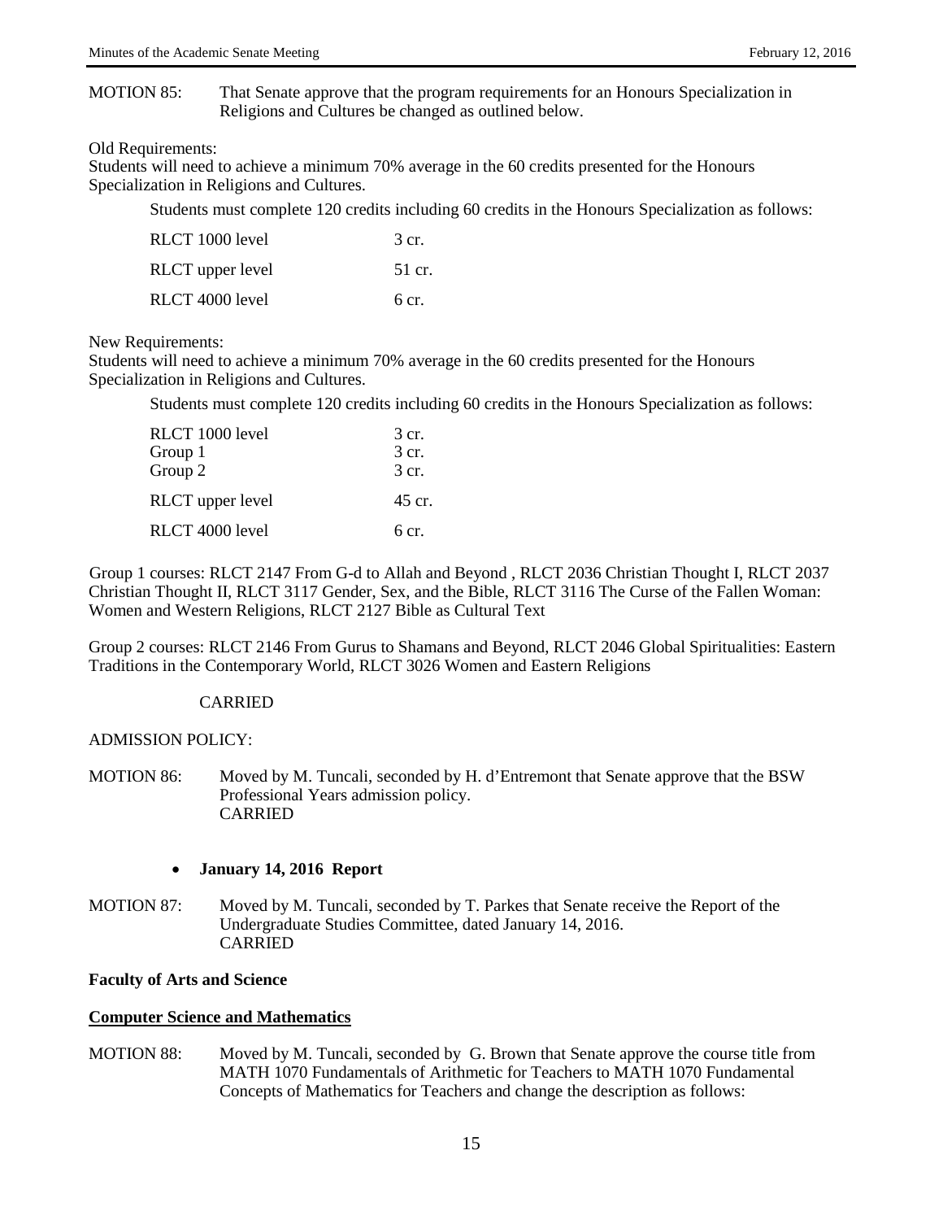MOTION 85: That Senate approve that the program requirements for an Honours Specialization in Religions and Cultures be changed as outlined below.

Old Requirements:
Students will need to achieve a minimum 70% average in the 60 credits presented for the Honours Specialization in Religions and Cultures.

Students must complete 120 credits including 60 credits in the Honours Specialization as follows:

| | |
|---|---|
| RLCT 1000 level | 3 cr. |
| RLCT upper level | 51 cr. |
| RLCT 4000 level | 6 cr. |

New Requirements:
Students will need to achieve a minimum 70% average in the 60 credits presented for the Honours Specialization in Religions and Cultures.

Students must complete 120 credits including 60 credits in the Honours Specialization as follows:

| | |
|---|---|
| RLCT 1000 level | 3 cr. |
| Group 1 | 3 cr. |
| Group 2 | 3 cr. |
| RLCT upper level | 45 cr. |
| RLCT 4000 level | 6 cr. |

Group 1 courses: RLCT 2147 From G-d to Allah and Beyond , RLCT 2036 Christian Thought I, RLCT 2037 Christian Thought II, RLCT 3117 Gender, Sex, and the Bible, RLCT 3116 The Curse of the Fallen Woman: Women and Western Religions, RLCT 2127 Bible as Cultural Text

Group 2 courses: RLCT 2146 From Gurus to Shamans and Beyond, RLCT 2046 Global Spiritualities: Eastern Traditions in the Contemporary World, RLCT 3026 Women and Eastern Religions

CARRIED

ADMISSION POLICY:

MOTION 86: Moved by M. Tuncali, seconded by H. d'Entremont that Senate approve that the BSW Professional Years admission policy.
CARRIED

- **January 14, 2016 Report**

MOTION 87: Moved by M. Tuncali, seconded by T. Parkes that Senate receive the Report of the Undergraduate Studies Committee, dated January 14, 2016.
CARRIED

**Faculty of Arts and Science**

**Computer Science and Mathematics**

MOTION 88: Moved by M. Tuncali, seconded by G. Brown that Senate approve the course title from MATH 1070 Fundamentals of Arithmetic for Teachers to MATH 1070 Fundamental Concepts of Mathematics for Teachers and change the description as follows: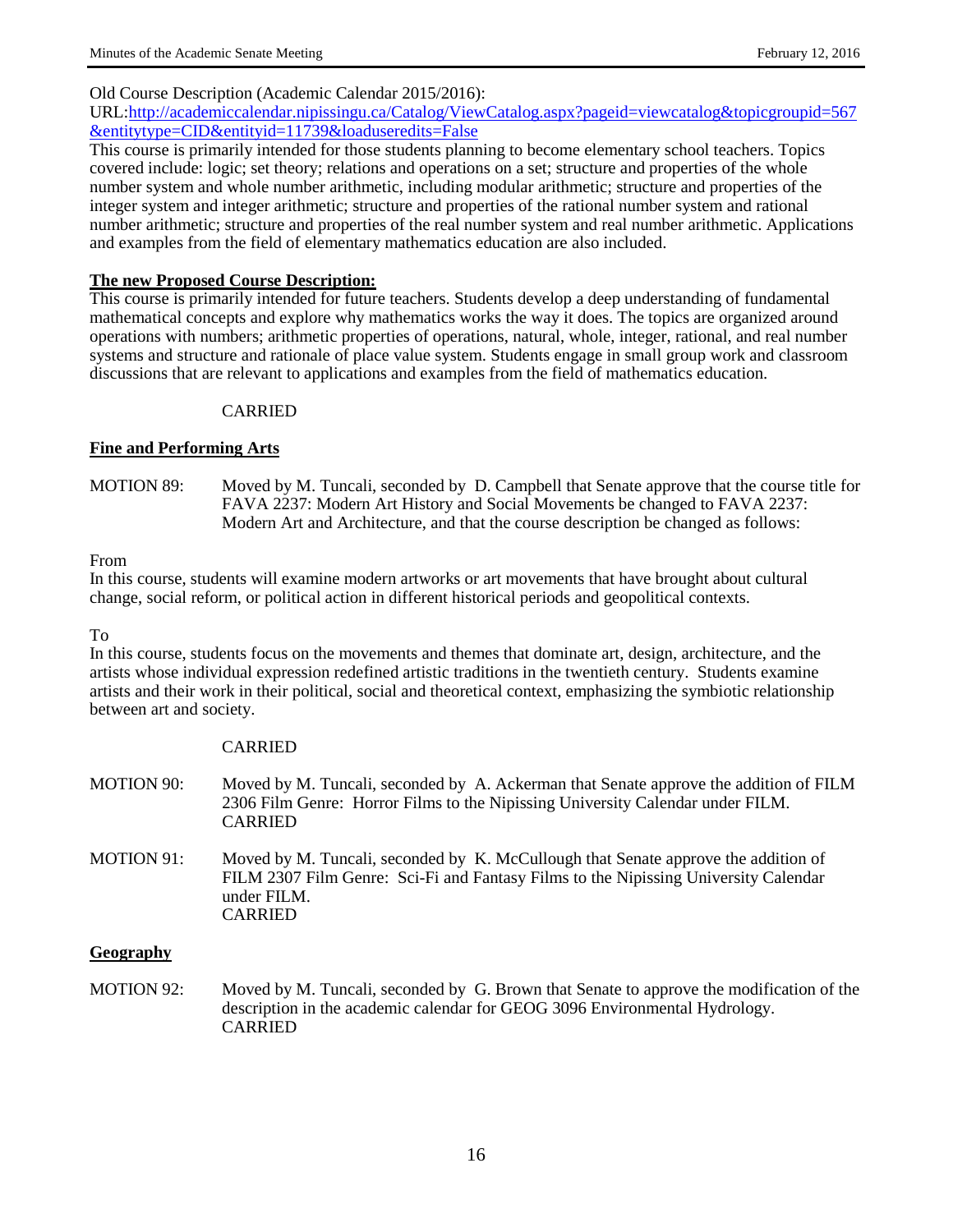Old Course Description (Academic Calendar 2015/2016):
URL:[http://academiccalendar.nipissingu.ca/Catalog/ViewCatalog.aspx?pageid=viewcatalog&topicgroupid=567&entitytype=CID&entityid=11739&loaduseredits=False](http://academiccalendar.nipissingu.ca/Catalog/ViewCatalog.aspx?pageid=viewcatalog&topicgroupid=567&entitytype=CID&entityid=11739&loaduseredits=False)
This course is primarily intended for those students planning to become elementary school teachers. Topics covered include: logic; set theory; relations and operations on a set; structure and properties of the whole number system and whole number arithmetic, including modular arithmetic; structure and properties of the integer system and integer arithmetic; structure and properties of the rational number system and rational number arithmetic; structure and properties of the real number system and real number arithmetic. Applications and examples from the field of elementary mathematics education are also included.

**The new Proposed Course Description:**
This course is primarily intended for future teachers. Students develop a deep understanding of fundamental mathematical concepts and explore why mathematics works the way it does. The topics are organized around operations with numbers; arithmetic properties of operations, natural, whole, integer, rational, and real number systems and structure and rationale of place value system. Students engage in small group work and classroom discussions that are relevant to applications and examples from the field of mathematics education.

CARRIED

**Fine and Performing Arts**

MOTION 89: Moved by M. Tuncali, seconded by D. Campbell that Senate approve that the course title for FAVA 2237: Modern Art History and Social Movements be changed to FAVA 2237: Modern Art and Architecture, and that the course description be changed as follows:

From
In this course, students will examine modern artworks or art movements that have brought about cultural change, social reform, or political action in different historical periods and geopolitical contexts.

To
In this course, students focus on the movements and themes that dominate art, design, architecture, and the artists whose individual expression redefined artistic traditions in the twentieth century. Students examine artists and their work in their political, social and theoretical context, emphasizing the symbiotic relationship between art and society.

CARRIED

MOTION 90: Moved by M. Tuncali, seconded by A. Ackerman that Senate approve the addition of FILM 2306 Film Genre: Horror Films to the Nipissing University Calendar under FILM.
CARRIED

MOTION 91: Moved by M. Tuncali, seconded by K. McCullough that Senate approve the addition of FILM 2307 Film Genre: Sci-Fi and Fantasy Films to the Nipissing University Calendar under FILM.
CARRIED

**Geography**

MOTION 92: Moved by M. Tuncali, seconded by G. Brown that Senate to approve the modification of the description in the academic calendar for GEOG 3096 Environmental Hydrology.
CARRIED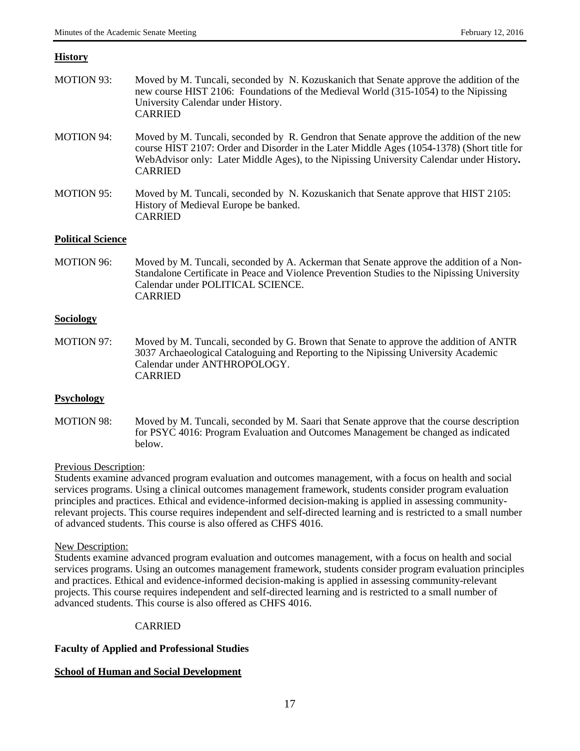**History**

MOTION 93: Moved by M. Tuncali, seconded by N. Kozuskanich that Senate approve the addition of the new course HIST 2106: Foundations of the Medieval World (315-1054) to the Nipissing University Calendar under History.
CARRIED

MOTION 94: Moved by M. Tuncali, seconded by R. Gendron that Senate approve the addition of the new course HIST 2107: Order and Disorder in the Later Middle Ages (1054-1378) (Short title for WebAdvisor only: Later Middle Ages), to the Nipissing University Calendar under History**.**
CARRIED

MOTION 95: Moved by M. Tuncali, seconded by N. Kozuskanich that Senate approve that HIST 2105: History of Medieval Europe be banked.
CARRIED

**Political Science**

MOTION 96: Moved by M. Tuncali, seconded by A. Ackerman that Senate approve the addition of a Non-Standalone Certificate in Peace and Violence Prevention Studies to the Nipissing University Calendar under POLITICAL SCIENCE.
CARRIED

**Sociology**

MOTION 97: Moved by M. Tuncali, seconded by G. Brown that Senate to approve the addition of ANTR 3037 Archaeological Cataloguing and Reporting to the Nipissing University Academic Calendar under ANTHROPOLOGY.
CARRIED

**Psychology**

MOTION 98: Moved by M. Tuncali, seconded by M. Saari that Senate approve that the course description for PSYC 4016: Program Evaluation and Outcomes Management be changed as indicated below.

Previous Description:
Students examine advanced program evaluation and outcomes management, with a focus on health and social services programs. Using a clinical outcomes management framework, students consider program evaluation principles and practices. Ethical and evidence-informed decision-making is applied in assessing community-relevant projects. This course requires independent and self-directed learning and is restricted to a small number of advanced students. This course is also offered as CHFS 4016.

New Description:
Students examine advanced program evaluation and outcomes management, with a focus on health and social services programs. Using an outcomes management framework, students consider program evaluation principles and practices. Ethical and evidence-informed decision-making is applied in assessing community-relevant projects. This course requires independent and self-directed learning and is restricted to a small number of advanced students. This course is also offered as CHFS 4016.

CARRIED

**Faculty of Applied and Professional Studies**

**School of Human and Social Development**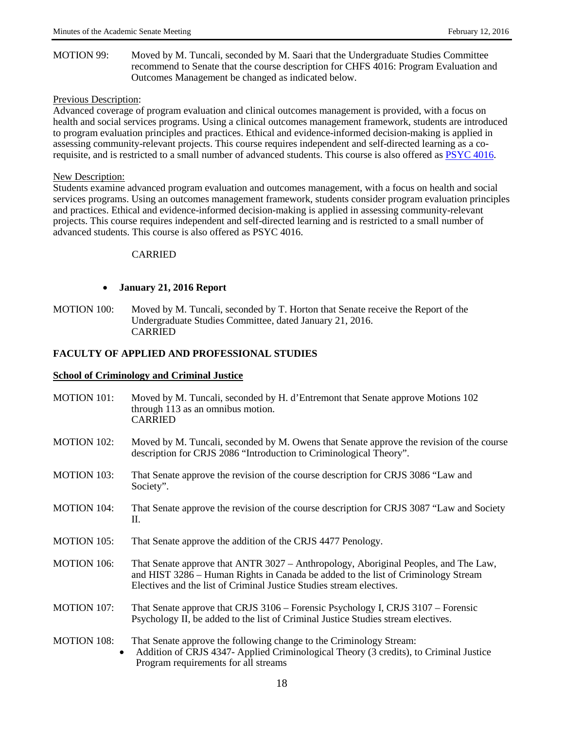MOTION 99: Moved by M. Tuncali, seconded by M. Saari that the Undergraduate Studies Committee recommend to Senate that the course description for CHFS 4016: Program Evaluation and Outcomes Management be changed as indicated below.

Previous Description:
Advanced coverage of program evaluation and clinical outcomes management is provided, with a focus on health and social services programs. Using a clinical outcomes management framework, students are introduced to program evaluation principles and practices. Ethical and evidence-informed decision-making is applied in assessing community-relevant projects. This course requires independent and self-directed learning as a co-requisite, and is restricted to a small number of advanced students. This course is also offered as PSYC 4016.

New Description:
Students examine advanced program evaluation and outcomes management, with a focus on health and social services programs. Using an outcomes management framework, students consider program evaluation principles and practices. Ethical and evidence-informed decision-making is applied in assessing community-relevant projects. This course requires independent and self-directed learning and is restricted to a small number of advanced students. This course is also offered as PSYC 4016.

CARRIED

- **January 21, 2016 Report**

MOTION 100: Moved by M. Tuncali, seconded by T. Horton that Senate receive the Report of the Undergraduate Studies Committee, dated January 21, 2016.
CARRIED

## FACULTY OF APPLIED AND PROFESSIONAL STUDIES

### School of Criminology and Criminal Justice

MOTION 101: Moved by M. Tuncali, seconded by H. d'Entremont that Senate approve Motions 102 through 113 as an omnibus motion.
CARRIED

MOTION 102: Moved by M. Tuncali, seconded by M. Owens that Senate approve the revision of the course description for CRJS 2086 "Introduction to Criminological Theory".

MOTION 103: That Senate approve the revision of the course description for CRJS 3086 "Law and Society".

MOTION 104: That Senate approve the revision of the course description for CRJS 3087 "Law and Society II.

MOTION 105: That Senate approve the addition of the CRJS 4477 Penology.

MOTION 106: That Senate approve that ANTR 3027 – Anthropology, Aboriginal Peoples, and The Law, and HIST 3286 – Human Rights in Canada be added to the list of Criminology Stream Electives and the list of Criminal Justice Studies stream electives.

MOTION 107: That Senate approve that CRJS 3106 – Forensic Psychology I, CRJS 3107 – Forensic Psychology II, be added to the list of Criminal Justice Studies stream electives.

MOTION 108: That Senate approve the following change to the Criminology Stream:

- Addition of CRJS 4347- Applied Criminological Theory (3 credits), to Criminal Justice Program requirements for all streams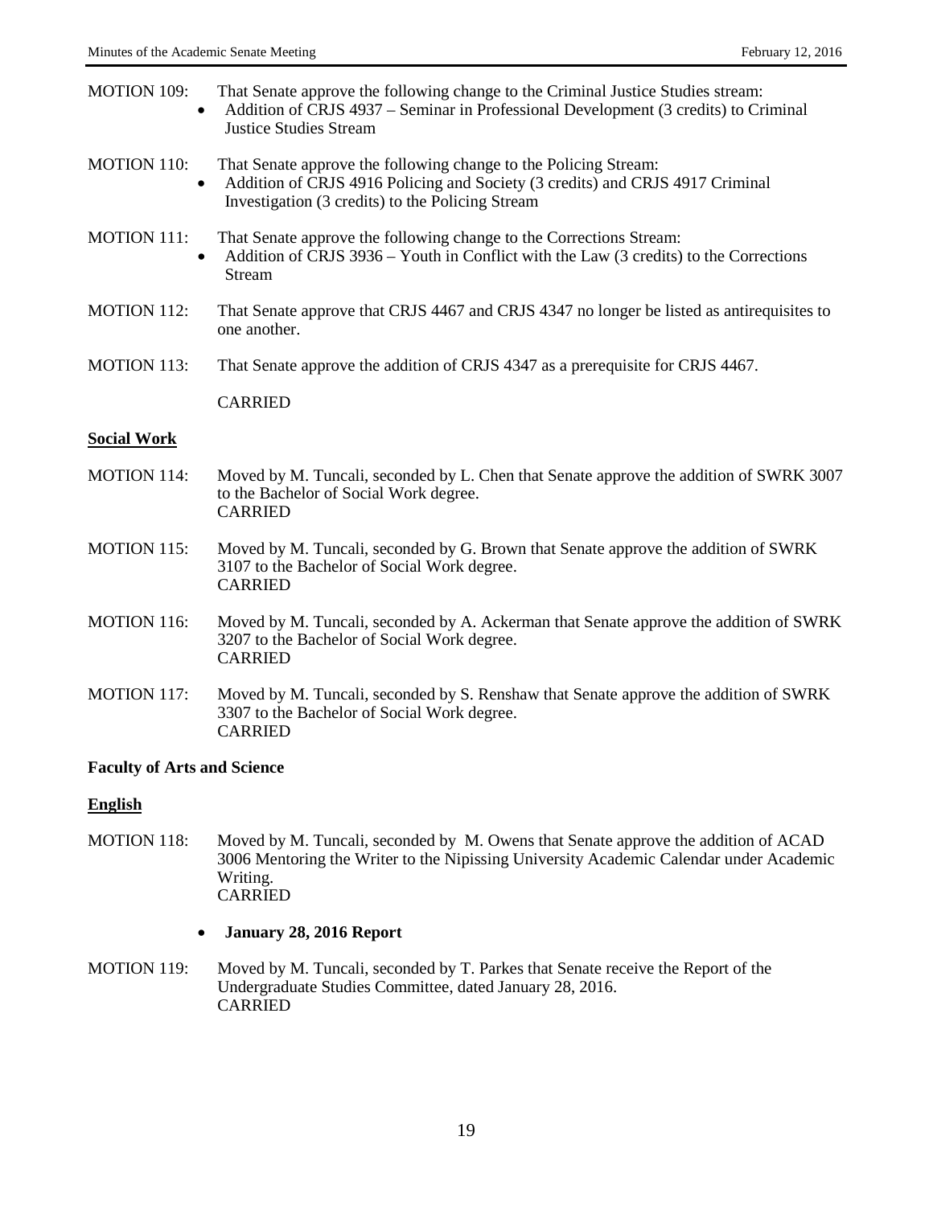MOTION 109: That Senate approve the following change to the Criminal Justice Studies stream:

- Addition of CRJS 4937 – Seminar in Professional Development (3 credits) to Criminal Justice Studies Stream

MOTION 110: That Senate approve the following change to the Policing Stream:

- Addition of CRJS 4916 Policing and Society (3 credits) and CRJS 4917 Criminal Investigation (3 credits) to the Policing Stream

MOTION 111: That Senate approve the following change to the Corrections Stream:

- Addition of CRJS 3936 – Youth in Conflict with the Law (3 credits) to the Corrections Stream

MOTION 112: That Senate approve that CRJS 4467 and CRJS 4347 no longer be listed as antirequisites to one another.

MOTION 113: That Senate approve the addition of CRJS 4347 as a prerequisite for CRJS 4467.

CARRIED

**Social Work**

MOTION 114: Moved by M. Tuncali, seconded by L. Chen that Senate approve the addition of SWRK 3007 to the Bachelor of Social Work degree.
CARRIED

MOTION 115: Moved by M. Tuncali, seconded by G. Brown that Senate approve the addition of SWRK 3107 to the Bachelor of Social Work degree.
CARRIED

MOTION 116: Moved by M. Tuncali, seconded by A. Ackerman that Senate approve the addition of SWRK 3207 to the Bachelor of Social Work degree.
CARRIED

MOTION 117: Moved by M. Tuncali, seconded by S. Renshaw that Senate approve the addition of SWRK 3307 to the Bachelor of Social Work degree.
CARRIED

**Faculty of Arts and Science**

**English**

MOTION 118: Moved by M. Tuncali, seconded by M. Owens that Senate approve the addition of ACAD 3006 Mentoring the Writer to the Nipissing University Academic Calendar under Academic Writing.
CARRIED

- **January 28, 2016 Report**

MOTION 119: Moved by M. Tuncali, seconded by T. Parkes that Senate receive the Report of the Undergraduate Studies Committee, dated January 28, 2016.
CARRIED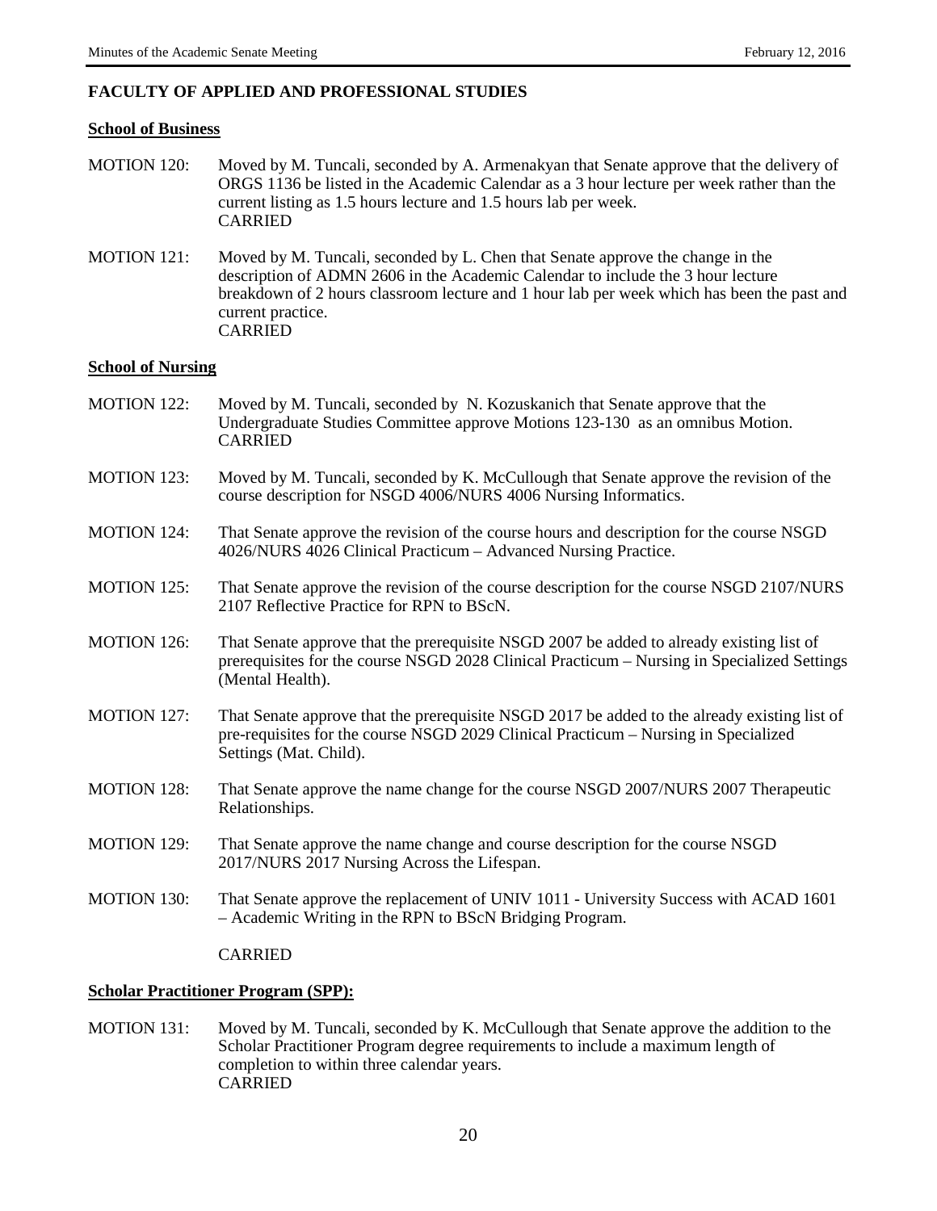## FACULTY OF APPLIED AND PROFESSIONAL STUDIES

**School of Business**

MOTION 120: Moved by M. Tuncali, seconded by A. Armenakyan that Senate approve that the delivery of ORGS 1136 be listed in the Academic Calendar as a 3 hour lecture per week rather than the current listing as 1.5 hours lecture and 1.5 hours lab per week.
CARRIED

MOTION 121: Moved by M. Tuncali, seconded by L. Chen that Senate approve the change in the description of ADMN 2606 in the Academic Calendar to include the 3 hour lecture breakdown of 2 hours classroom lecture and 1 hour lab per week which has been the past and current practice.
CARRIED

**School of Nursing**

MOTION 122: Moved by M. Tuncali, seconded by N. Kozuskanich that Senate approve that the Undergraduate Studies Committee approve Motions 123-130 as an omnibus Motion.
CARRIED

MOTION 123: Moved by M. Tuncali, seconded by K. McCullough that Senate approve the revision of the course description for NSGD 4006/NURS 4006 Nursing Informatics.

MOTION 124: That Senate approve the revision of the course hours and description for the course NSGD 4026/NURS 4026 Clinical Practicum – Advanced Nursing Practice.

MOTION 125: That Senate approve the revision of the course description for the course NSGD 2107/NURS 2107 Reflective Practice for RPN to BScN.

MOTION 126: That Senate approve that the prerequisite NSGD 2007 be added to already existing list of prerequisites for the course NSGD 2028 Clinical Practicum – Nursing in Specialized Settings (Mental Health).

MOTION 127: That Senate approve that the prerequisite NSGD 2017 be added to the already existing list of pre-requisites for the course NSGD 2029 Clinical Practicum – Nursing in Specialized Settings (Mat. Child).

MOTION 128: That Senate approve the name change for the course NSGD 2007/NURS 2007 Therapeutic Relationships.

MOTION 129: That Senate approve the name change and course description for the course NSGD 2017/NURS 2017 Nursing Across the Lifespan.

MOTION 130: That Senate approve the replacement of UNIV 1011 - University Success with ACAD 1601 – Academic Writing in the RPN to BScN Bridging Program.

CARRIED

**Scholar Practitioner Program (SPP):**

MOTION 131: Moved by M. Tuncali, seconded by K. McCullough that Senate approve the addition to the Scholar Practitioner Program degree requirements to include a maximum length of completion to within three calendar years.
CARRIED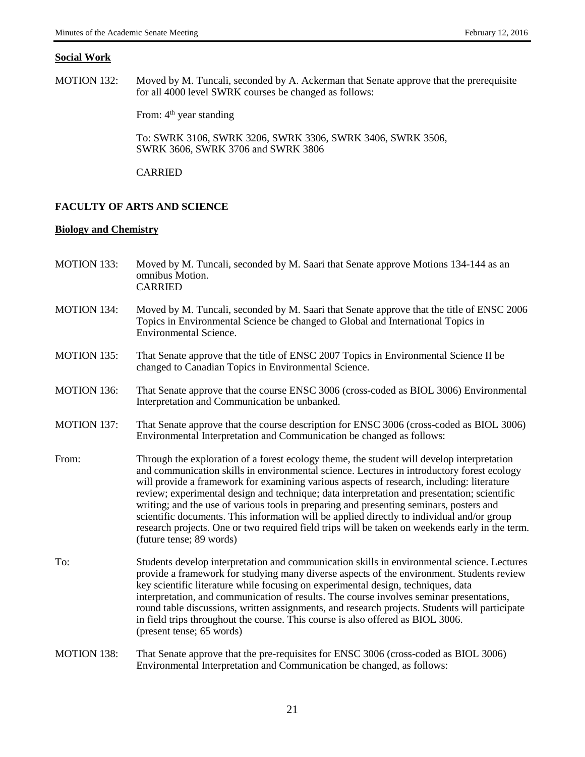**Social Work**

MOTION 132: Moved by M. Tuncali, seconded by A. Ackerman that Senate approve that the prerequisite for all 4000 level SWRK courses be changed as follows:

From: 4th year standing

To: SWRK 3106, SWRK 3206, SWRK 3306, SWRK 3406, SWRK 3506, SWRK 3606, SWRK 3706 and SWRK 3806

CARRIED

## FACULTY OF ARTS AND SCIENCE

**Biology and Chemistry**

MOTION 133: Moved by M. Tuncali, seconded by M. Saari that Senate approve Motions 134-144 as an omnibus Motion.
CARRIED

MOTION 134: Moved by M. Tuncali, seconded by M. Saari that Senate approve that the title of ENSC 2006 Topics in Environmental Science be changed to Global and International Topics in Environmental Science.

MOTION 135: That Senate approve that the title of ENSC 2007 Topics in Environmental Science II be changed to Canadian Topics in Environmental Science.

MOTION 136: That Senate approve that the course ENSC 3006 (cross-coded as BIOL 3006) Environmental Interpretation and Communication be unbanked.

MOTION 137: That Senate approve that the course description for ENSC 3006 (cross-coded as BIOL 3006) Environmental Interpretation and Communication be changed as follows:

From: Through the exploration of a forest ecology theme, the student will develop interpretation and communication skills in environmental science. Lectures in introductory forest ecology will provide a framework for examining various aspects of research, including: literature review; experimental design and technique; data interpretation and presentation; scientific writing; and the use of various tools in preparing and presenting seminars, posters and scientific documents. This information will be applied directly to individual and/or group research projects. One or two required field trips will be taken on weekends early in the term. (future tense; 89 words)

To: Students develop interpretation and communication skills in environmental science. Lectures provide a framework for studying many diverse aspects of the environment. Students review key scientific literature while focusing on experimental design, techniques, data interpretation, and communication of results. The course involves seminar presentations, round table discussions, written assignments, and research projects. Students will participate in field trips throughout the course. This course is also offered as BIOL 3006.
(present tense; 65 words)

MOTION 138: That Senate approve that the pre-requisites for ENSC 3006 (cross-coded as BIOL 3006) Environmental Interpretation and Communication be changed, as follows: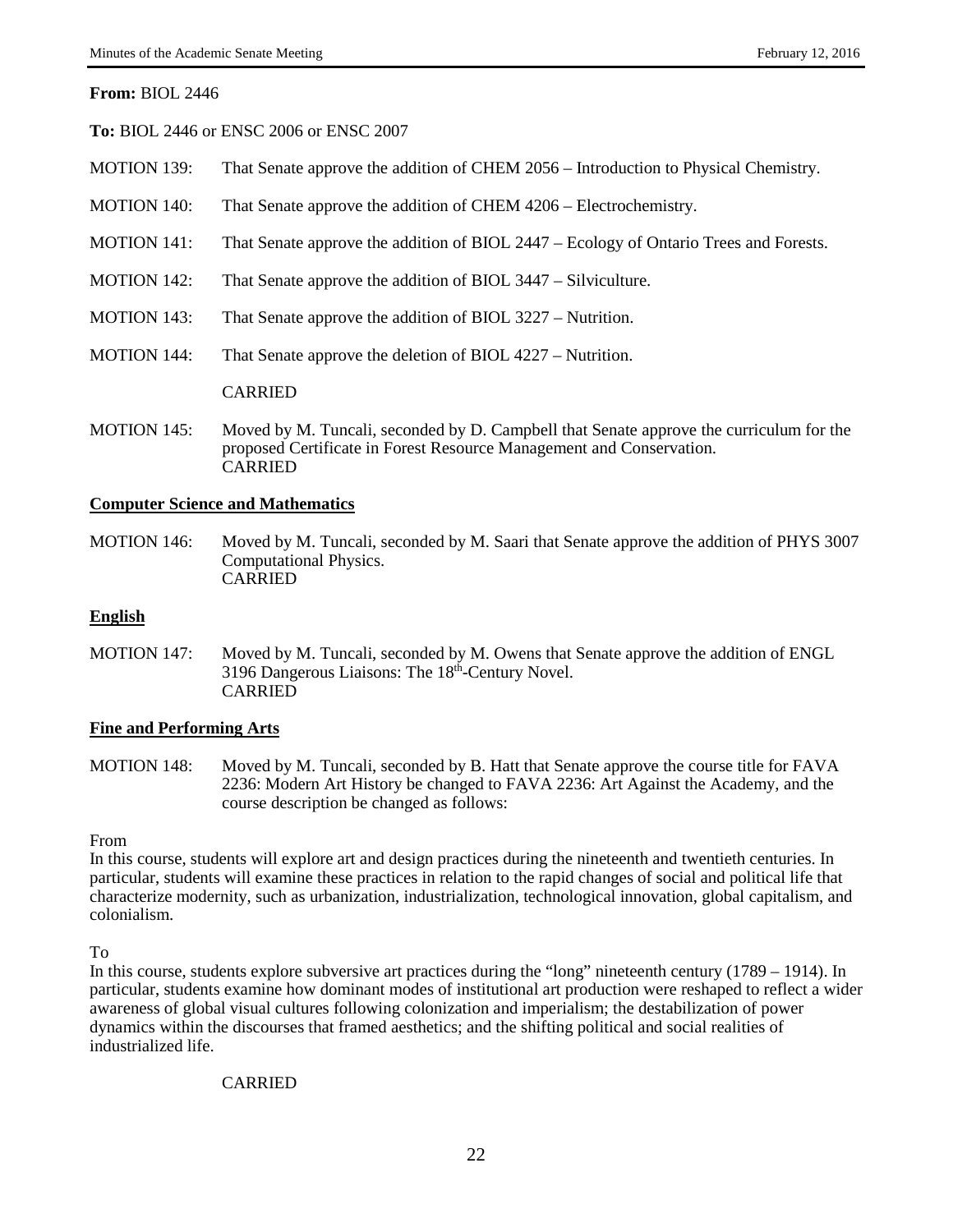**From:** BIOL 2446

**To:** BIOL 2446 or ENSC 2006 or ENSC 2007

MOTION 139: That Senate approve the addition of CHEM 2056 – Introduction to Physical Chemistry.

MOTION 140: That Senate approve the addition of CHEM 4206 – Electrochemistry.

MOTION 141: That Senate approve the addition of BIOL 2447 – Ecology of Ontario Trees and Forests.

MOTION 142: That Senate approve the addition of BIOL 3447 – Silviculture.

MOTION 143: That Senate approve the addition of BIOL 3227 – Nutrition.

MOTION 144: That Senate approve the deletion of BIOL 4227 – Nutrition.

CARRIED

MOTION 145: Moved by M. Tuncali, seconded by D. Campbell that Senate approve the curriculum for the proposed Certificate in Forest Resource Management and Conservation.
CARRIED

## Computer Science and Mathematics

MOTION 146: Moved by M. Tuncali, seconded by M. Saari that Senate approve the addition of PHYS 3007 Computational Physics.
CARRIED

## English

MOTION 147: Moved by M. Tuncali, seconded by M. Owens that Senate approve the addition of ENGL 3196 Dangerous Liaisons: The 18th-Century Novel.
CARRIED

## Fine and Performing Arts

MOTION 148: Moved by M. Tuncali, seconded by B. Hatt that Senate approve the course title for FAVA 2236: Modern Art History be changed to FAVA 2236: Art Against the Academy, and the course description be changed as follows:

From
In this course, students will explore art and design practices during the nineteenth and twentieth centuries. In particular, students will examine these practices in relation to the rapid changes of social and political life that characterize modernity, such as urbanization, industrialization, technological innovation, global capitalism, and colonialism.

To
In this course, students explore subversive art practices during the "long" nineteenth century (1789 – 1914). In particular, students examine how dominant modes of institutional art production were reshaped to reflect a wider awareness of global visual cultures following colonization and imperialism; the destabilization of power dynamics within the discourses that framed aesthetics; and the shifting political and social realities of industrialized life.

CARRIED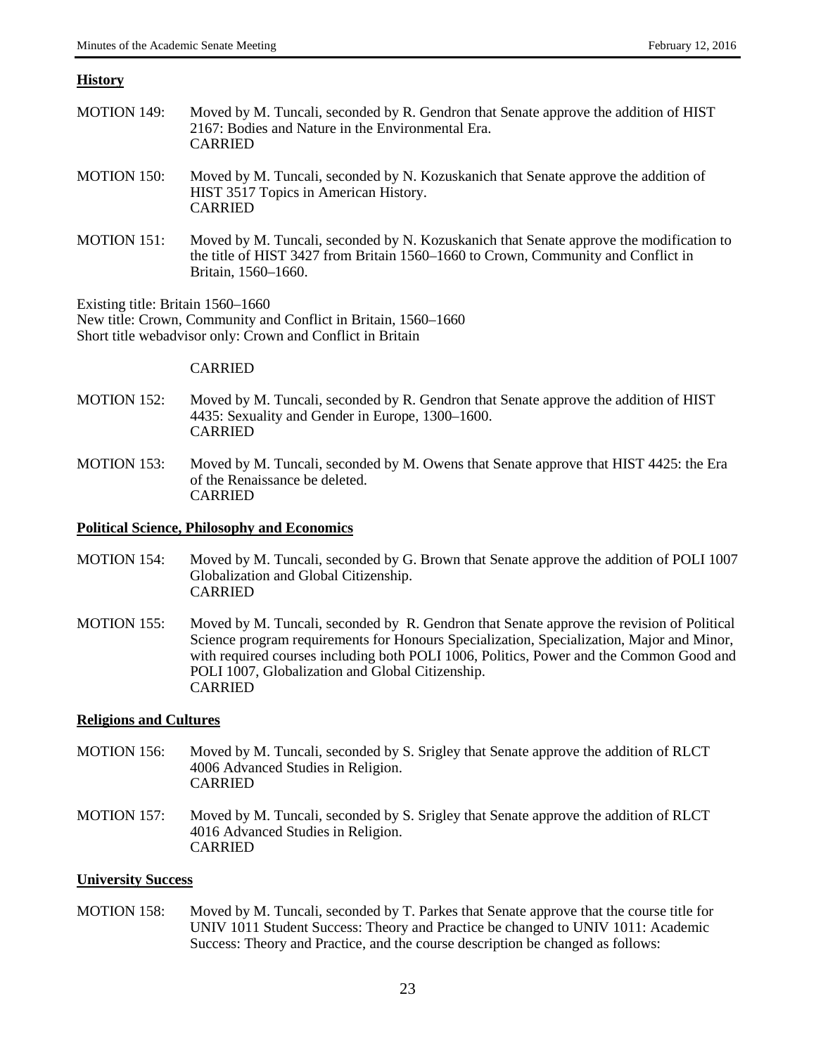**History**

MOTION 149: Moved by M. Tuncali, seconded by R. Gendron that Senate approve the addition of HIST 2167: Bodies and Nature in the Environmental Era.
CARRIED

MOTION 150: Moved by M. Tuncali, seconded by N. Kozuskanich that Senate approve the addition of HIST 3517 Topics in American History.
CARRIED

MOTION 151: Moved by M. Tuncali, seconded by N. Kozuskanich that Senate approve the modification to the title of HIST 3427 from Britain 1560–1660 to Crown, Community and Conflict in Britain, 1560–1660.

Existing title: Britain 1560–1660
New title: Crown, Community and Conflict in Britain, 1560–1660
Short title webadvisor only: Crown and Conflict in Britain

CARRIED

MOTION 152: Moved by M. Tuncali, seconded by R. Gendron that Senate approve the addition of HIST 4435: Sexuality and Gender in Europe, 1300–1600.
CARRIED

MOTION 153: Moved by M. Tuncali, seconded by M. Owens that Senate approve that HIST 4425: the Era of the Renaissance be deleted.
CARRIED

**Political Science, Philosophy and Economics**

MOTION 154: Moved by M. Tuncali, seconded by G. Brown that Senate approve the addition of POLI 1007 Globalization and Global Citizenship.
CARRIED

MOTION 155: Moved by M. Tuncali, seconded by R. Gendron that Senate approve the revision of Political Science program requirements for Honours Specialization, Specialization, Major and Minor, with required courses including both POLI 1006, Politics, Power and the Common Good and POLI 1007, Globalization and Global Citizenship.
CARRIED

**Religions and Cultures**

MOTION 156: Moved by M. Tuncali, seconded by S. Srigley that Senate approve the addition of RLCT 4006 Advanced Studies in Religion.
CARRIED

MOTION 157: Moved by M. Tuncali, seconded by S. Srigley that Senate approve the addition of RLCT 4016 Advanced Studies in Religion.
CARRIED

**University Success**

MOTION 158: Moved by M. Tuncali, seconded by T. Parkes that Senate approve that the course title for UNIV 1011 Student Success: Theory and Practice be changed to UNIV 1011: Academic Success: Theory and Practice, and the course description be changed as follows: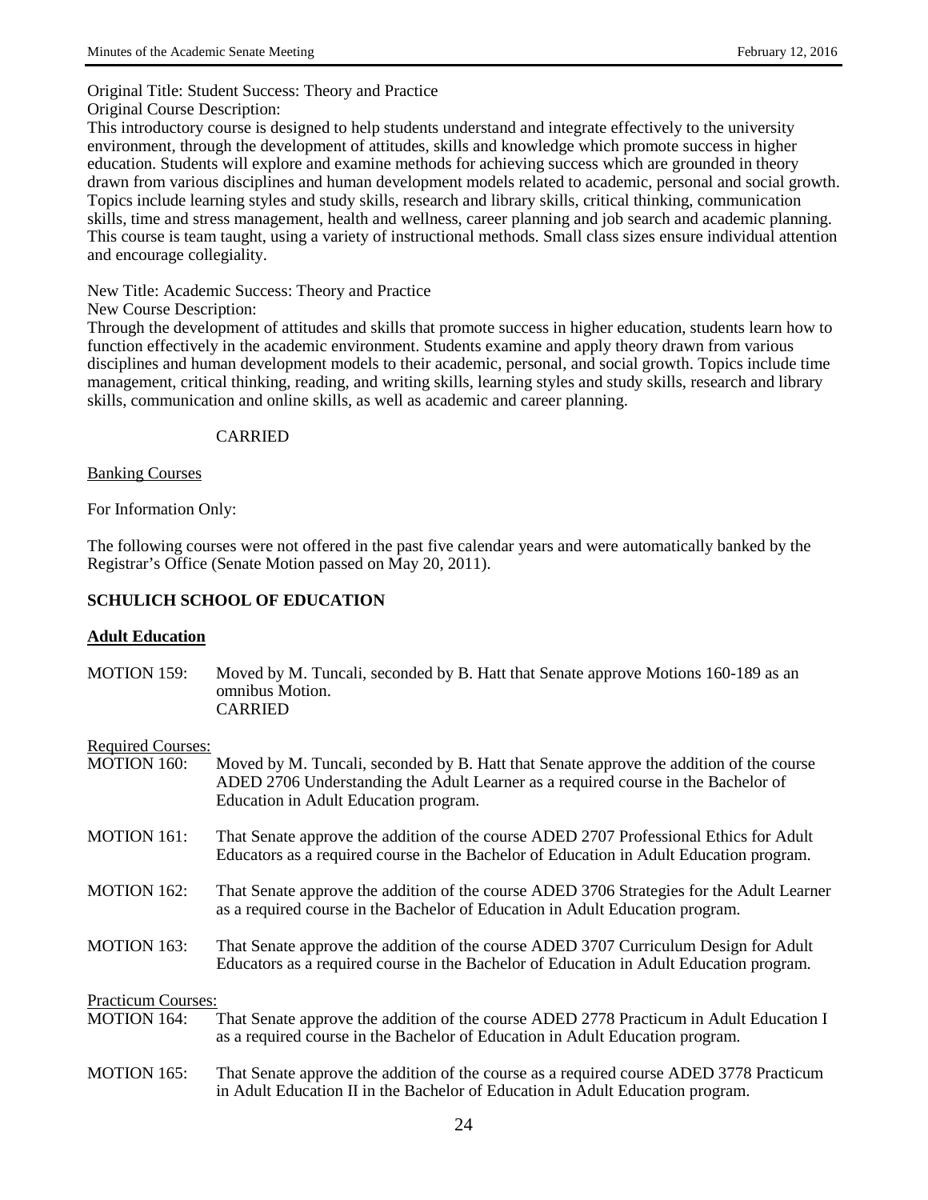Original Title: Student Success: Theory and Practice

Original Course Description:

This introductory course is designed to help students understand and integrate effectively to the university environment, through the development of attitudes, skills and knowledge which promote success in higher education. Students will explore and examine methods for achieving success which are grounded in theory drawn from various disciplines and human development models related to academic, personal and social growth. Topics include learning styles and study skills, research and library skills, critical thinking, communication skills, time and stress management, health and wellness, career planning and job search and academic planning. This course is team taught, using a variety of instructional methods. Small class sizes ensure individual attention and encourage collegiality.

New Title: Academic Success: Theory and Practice

New Course Description:

Through the development of attitudes and skills that promote success in higher education, students learn how to function effectively in the academic environment. Students examine and apply theory drawn from various disciplines and human development models to their academic, personal, and social growth. Topics include time management, critical thinking, reading, and writing skills, learning styles and study skills, research and library skills, communication and online skills, as well as academic and career planning.

CARRIED

Banking Courses

For Information Only:

The following courses were not offered in the past five calendar years and were automatically banked by the Registrar's Office (Senate Motion passed on May 20, 2011).

**SCHULICH SCHOOL OF EDUCATION**

**Adult Education**

MOTION 159: Moved by M. Tuncali, seconded by B. Hatt that Senate approve Motions 160-189 as an omnibus Motion.
CARRIED

Required Courses:

MOTION 160: Moved by M. Tuncali, seconded by B. Hatt that Senate approve the addition of the course ADED 2706 Understanding the Adult Learner as a required course in the Bachelor of Education in Adult Education program.

MOTION 161: That Senate approve the addition of the course ADED 2707 Professional Ethics for Adult Educators as a required course in the Bachelor of Education in Adult Education program.

MOTION 162: That Senate approve the addition of the course ADED 3706 Strategies for the Adult Learner as a required course in the Bachelor of Education in Adult Education program.

MOTION 163: That Senate approve the addition of the course ADED 3707 Curriculum Design for Adult Educators as a required course in the Bachelor of Education in Adult Education program.

Practicum Courses:

MOTION 164: That Senate approve the addition of the course ADED 2778 Practicum in Adult Education I as a required course in the Bachelor of Education in Adult Education program.

MOTION 165: That Senate approve the addition of the course as a required course ADED 3778 Practicum in Adult Education II in the Bachelor of Education in Adult Education program.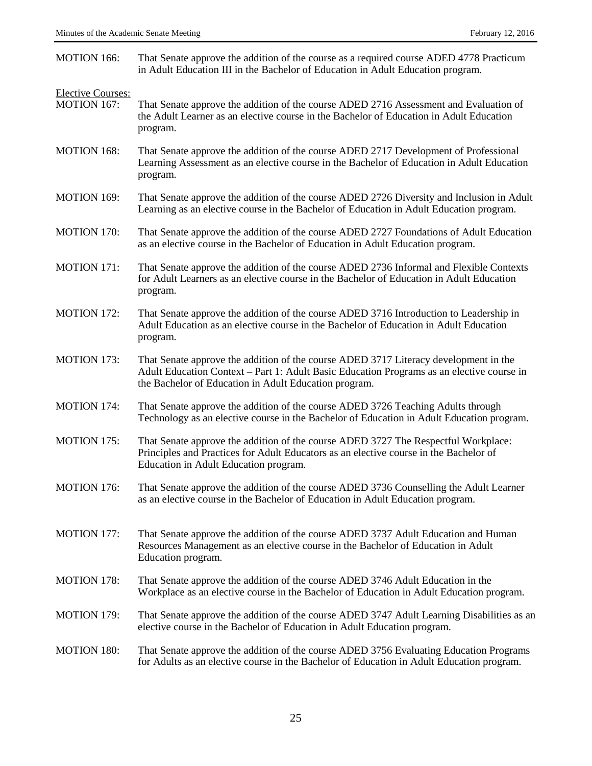MOTION 166: That Senate approve the addition of the course as a required course ADED 4778 Practicum in Adult Education III in the Bachelor of Education in Adult Education program.

Elective Courses:

MOTION 167: That Senate approve the addition of the course ADED 2716 Assessment and Evaluation of the Adult Learner as an elective course in the Bachelor of Education in Adult Education program.

MOTION 168: That Senate approve the addition of the course ADED 2717 Development of Professional Learning Assessment as an elective course in the Bachelor of Education in Adult Education program.

MOTION 169: That Senate approve the addition of the course ADED 2726 Diversity and Inclusion in Adult Learning as an elective course in the Bachelor of Education in Adult Education program.

MOTION 170: That Senate approve the addition of the course ADED 2727 Foundations of Adult Education as an elective course in the Bachelor of Education in Adult Education program.

MOTION 171: That Senate approve the addition of the course ADED 2736 Informal and Flexible Contexts for Adult Learners as an elective course in the Bachelor of Education in Adult Education program.

MOTION 172: That Senate approve the addition of the course ADED 3716 Introduction to Leadership in Adult Education as an elective course in the Bachelor of Education in Adult Education program.

MOTION 173: That Senate approve the addition of the course ADED 3717 Literacy development in the Adult Education Context – Part 1: Adult Basic Education Programs as an elective course in the Bachelor of Education in Adult Education program.

MOTION 174: That Senate approve the addition of the course ADED 3726 Teaching Adults through Technology as an elective course in the Bachelor of Education in Adult Education program.

MOTION 175: That Senate approve the addition of the course ADED 3727 The Respectful Workplace: Principles and Practices for Adult Educators as an elective course in the Bachelor of Education in Adult Education program.

MOTION 176: That Senate approve the addition of the course ADED 3736 Counselling the Adult Learner as an elective course in the Bachelor of Education in Adult Education program.

MOTION 177: That Senate approve the addition of the course ADED 3737 Adult Education and Human Resources Management as an elective course in the Bachelor of Education in Adult Education program.

MOTION 178: That Senate approve the addition of the course ADED 3746 Adult Education in the Workplace as an elective course in the Bachelor of Education in Adult Education program.

MOTION 179: That Senate approve the addition of the course ADED 3747 Adult Learning Disabilities as an elective course in the Bachelor of Education in Adult Education program.

MOTION 180: That Senate approve the addition of the course ADED 3756 Evaluating Education Programs for Adults as an elective course in the Bachelor of Education in Adult Education program.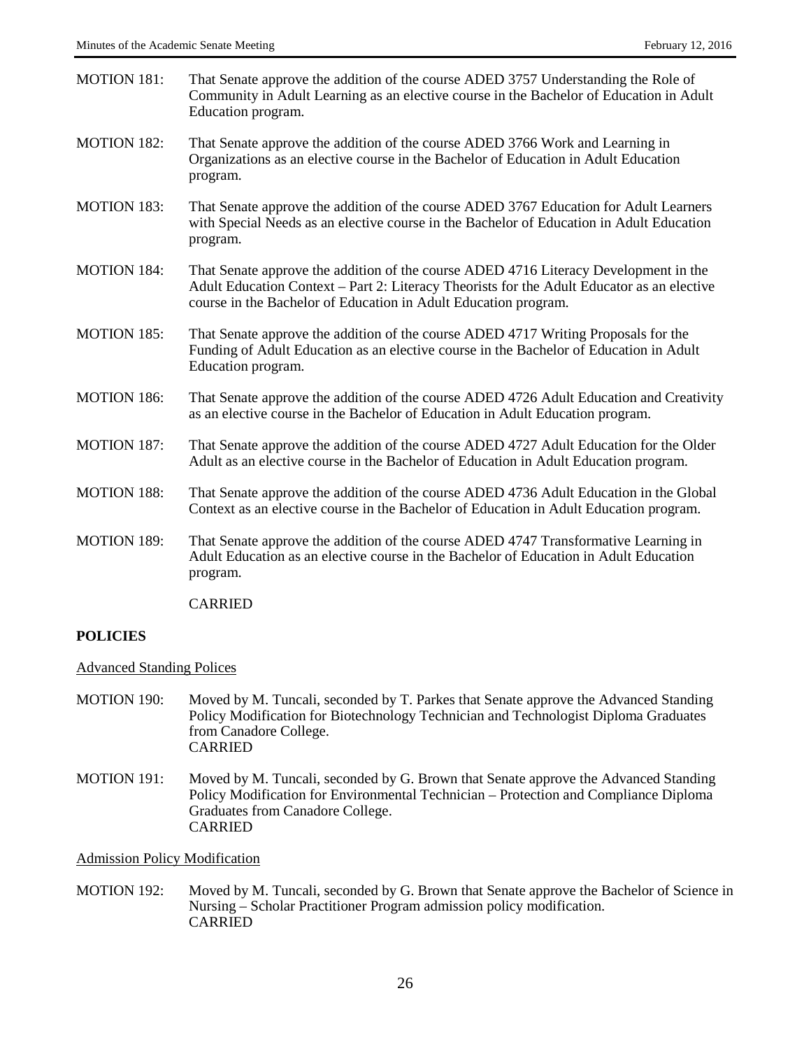MOTION 181: That Senate approve the addition of the course ADED 3757 Understanding the Role of Community in Adult Learning as an elective course in the Bachelor of Education in Adult Education program.

MOTION 182: That Senate approve the addition of the course ADED 3766 Work and Learning in Organizations as an elective course in the Bachelor of Education in Adult Education program.

MOTION 183: That Senate approve the addition of the course ADED 3767 Education for Adult Learners with Special Needs as an elective course in the Bachelor of Education in Adult Education program.

MOTION 184: That Senate approve the addition of the course ADED 4716 Literacy Development in the Adult Education Context – Part 2: Literacy Theorists for the Adult Educator as an elective course in the Bachelor of Education in Adult Education program.

MOTION 185: That Senate approve the addition of the course ADED 4717 Writing Proposals for the Funding of Adult Education as an elective course in the Bachelor of Education in Adult Education program.

MOTION 186: That Senate approve the addition of the course ADED 4726 Adult Education and Creativity as an elective course in the Bachelor of Education in Adult Education program.

MOTION 187: That Senate approve the addition of the course ADED 4727 Adult Education for the Older Adult as an elective course in the Bachelor of Education in Adult Education program.

MOTION 188: That Senate approve the addition of the course ADED 4736 Adult Education in the Global Context as an elective course in the Bachelor of Education in Adult Education program.

MOTION 189: That Senate approve the addition of the course ADED 4747 Transformative Learning in Adult Education as an elective course in the Bachelor of Education in Adult Education program.

CARRIED

## POLICIES

Advanced Standing Polices

MOTION 190: Moved by M. Tuncali, seconded by T. Parkes that Senate approve the Advanced Standing Policy Modification for Biotechnology Technician and Technologist Diploma Graduates from Canadore College.
CARRIED

MOTION 191: Moved by M. Tuncali, seconded by G. Brown that Senate approve the Advanced Standing Policy Modification for Environmental Technician – Protection and Compliance Diploma Graduates from Canadore College.
CARRIED

Admission Policy Modification

MOTION 192: Moved by M. Tuncali, seconded by G. Brown that Senate approve the Bachelor of Science in Nursing – Scholar Practitioner Program admission policy modification.
CARRIED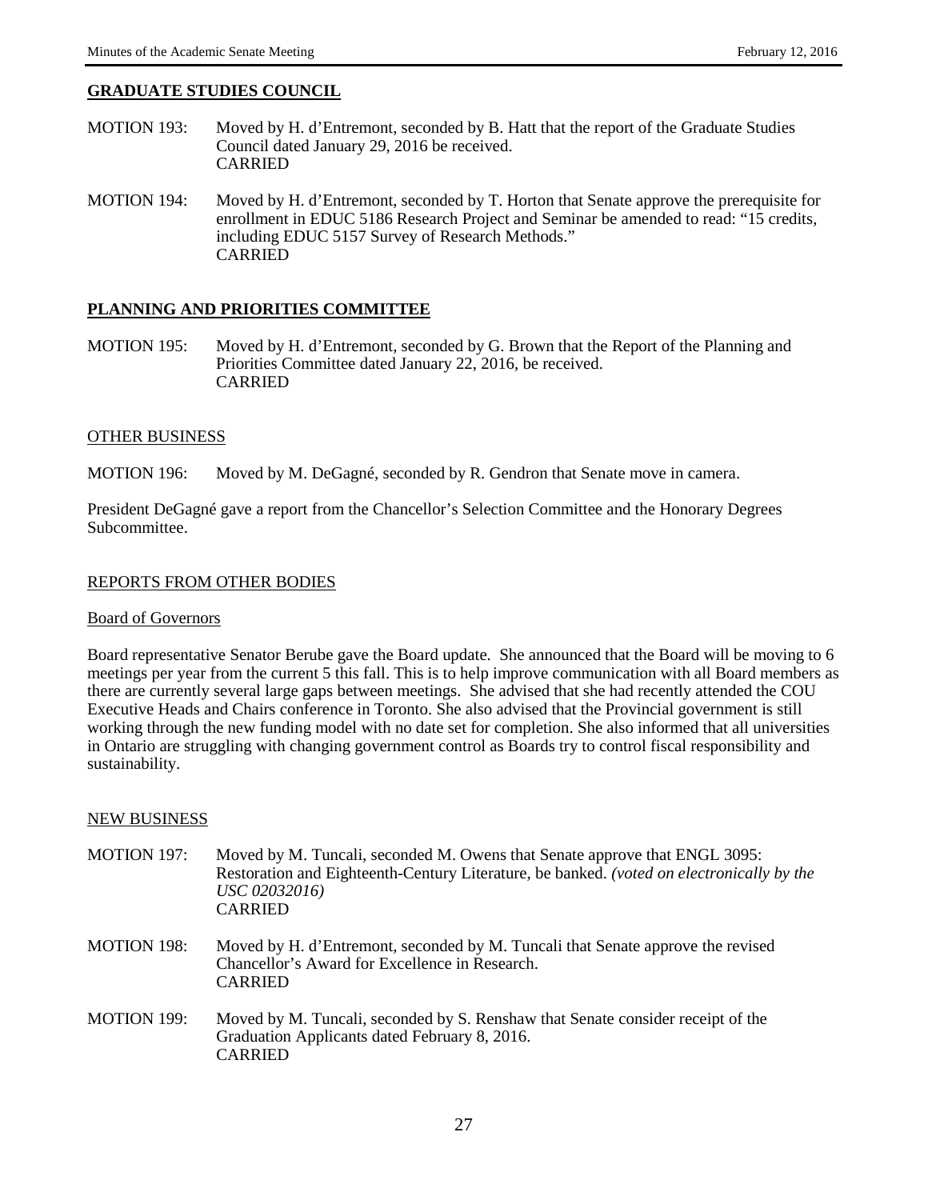## GRADUATE STUDIES COUNCIL

MOTION 193: Moved by H. d'Entremont, seconded by B. Hatt that the report of the Graduate Studies Council dated January 29, 2016 be received.
CARRIED

MOTION 194: Moved by H. d'Entremont, seconded by T. Horton that Senate approve the prerequisite for enrollment in EDUC 5186 Research Project and Seminar be amended to read: "15 credits, including EDUC 5157 Survey of Research Methods."
CARRIED

## PLANNING AND PRIORITIES COMMITTEE

MOTION 195: Moved by H. d'Entremont, seconded by G. Brown that the Report of the Planning and Priorities Committee dated January 22, 2016, be received.
CARRIED

## OTHER BUSINESS

MOTION 196: Moved by M. DeGagné, seconded by R. Gendron that Senate move in camera.

President DeGagné gave a report from the Chancellor's Selection Committee and the Honorary Degrees Subcommittee.

## REPORTS FROM OTHER BODIES

### Board of Governors

Board representative Senator Berube gave the Board update. She announced that the Board will be moving to 6 meetings per year from the current 5 this fall. This is to help improve communication with all Board members as there are currently several large gaps between meetings. She advised that she had recently attended the COU Executive Heads and Chairs conference in Toronto. She also advised that the Provincial government is still working through the new funding model with no date set for completion. She also informed that all universities in Ontario are struggling with changing government control as Boards try to control fiscal responsibility and sustainability.

## NEW BUSINESS

MOTION 197: Moved by M. Tuncali, seconded M. Owens that Senate approve that ENGL 3095: Restoration and Eighteenth-Century Literature, be banked. *(voted on electronically by the USC 02032016)*
CARRIED

MOTION 198: Moved by H. d'Entremont, seconded by M. Tuncali that Senate approve the revised Chancellor's Award for Excellence in Research.
CARRIED

MOTION 199: Moved by M. Tuncali, seconded by S. Renshaw that Senate consider receipt of the Graduation Applicants dated February 8, 2016.
CARRIED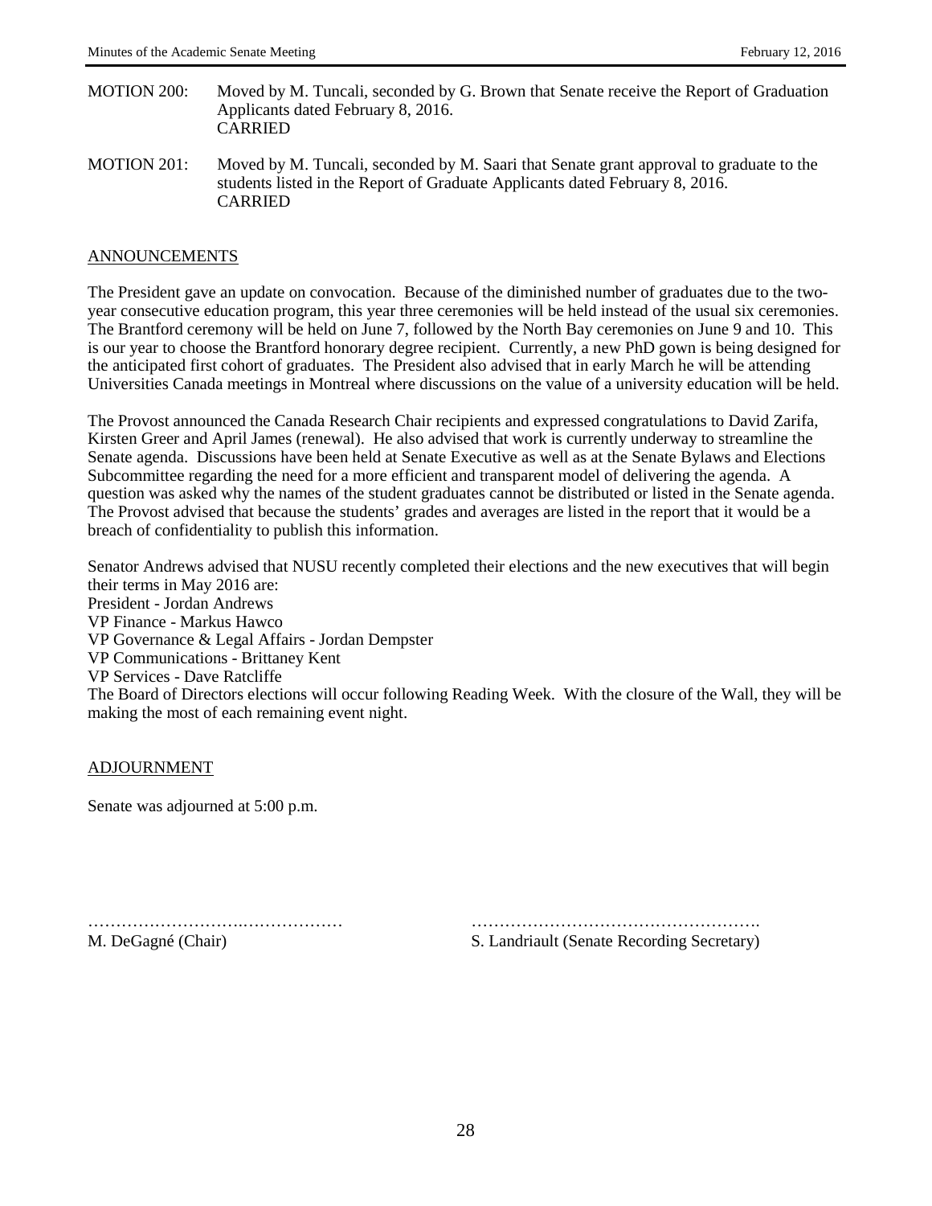MOTION 200: Moved by M. Tuncali, seconded by G. Brown that Senate receive the Report of Graduation Applicants dated February 8, 2016.
CARRIED

MOTION 201: Moved by M. Tuncali, seconded by M. Saari that Senate grant approval to graduate to the students listed in the Report of Graduate Applicants dated February 8, 2016.
CARRIED

## ANNOUNCEMENTS

The President gave an update on convocation. Because of the diminished number of graduates due to the two-year consecutive education program, this year three ceremonies will be held instead of the usual six ceremonies. The Brantford ceremony will be held on June 7, followed by the North Bay ceremonies on June 9 and 10. This is our year to choose the Brantford honorary degree recipient. Currently, a new PhD gown is being designed for the anticipated first cohort of graduates. The President also advised that in early March he will be attending Universities Canada meetings in Montreal where discussions on the value of a university education will be held.

The Provost announced the Canada Research Chair recipients and expressed congratulations to David Zarifa, Kirsten Greer and April James (renewal). He also advised that work is currently underway to streamline the Senate agenda. Discussions have been held at Senate Executive as well as at the Senate Bylaws and Elections Subcommittee regarding the need for a more efficient and transparent model of delivering the agenda. A question was asked why the names of the student graduates cannot be distributed or listed in the Senate agenda. The Provost advised that because the students' grades and averages are listed in the report that it would be a breach of confidentiality to publish this information.

Senator Andrews advised that NUSU recently completed their elections and the new executives that will begin their terms in May 2016 are:
President - Jordan Andrews
VP Finance - Markus Hawco
VP Governance & Legal Affairs - Jordan Dempster
VP Communications - Brittaney Kent
VP Services - Dave Ratcliffe
The Board of Directors elections will occur following Reading Week. With the closure of the Wall, they will be making the most of each remaining event night.

## ADJOURNMENT

Senate was adjourned at 5:00 p.m.

……………………….……………… ……………………………………………

M. DeGagné (Chair) S. Landriault (Senate Recording Secretary)